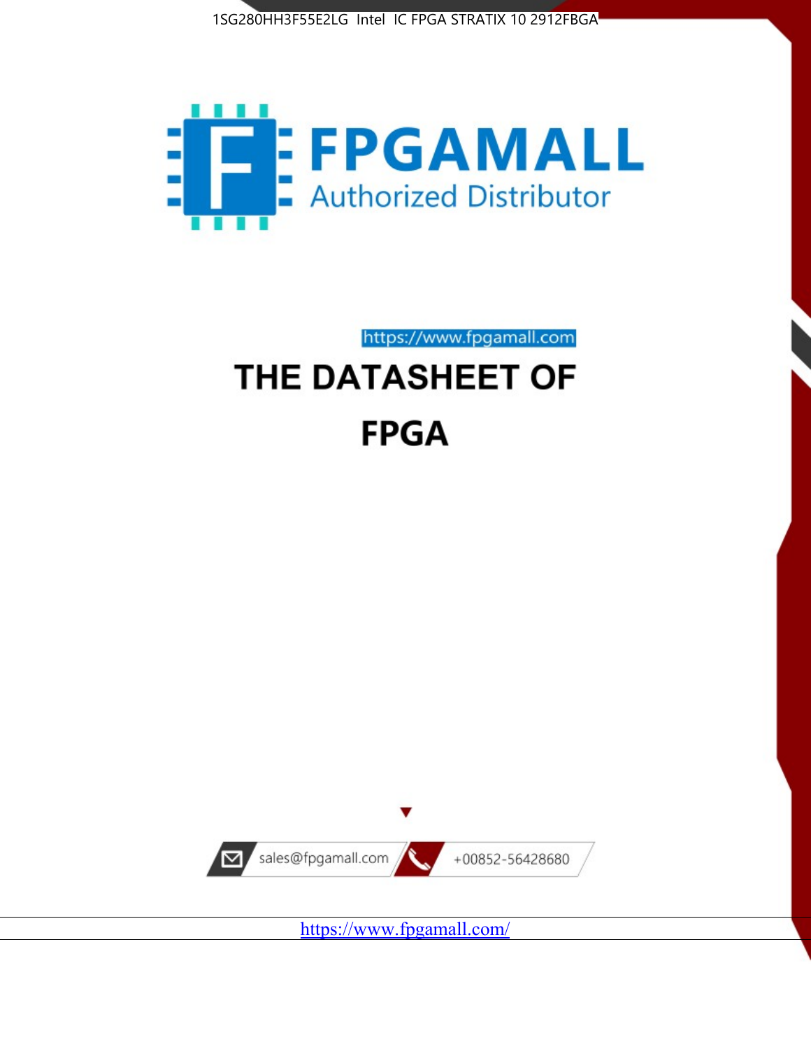1SG280HH3F55E2LG Intel IC FPGA STRATIX 10 2912FBGA

FPGAMALL

Authorized Distributor

https://www.fpgamall.com

# THE DATASHEET OF

# FPGA

sales@fpgamall.com

+00852-56428680

https://www.fpgamall.com/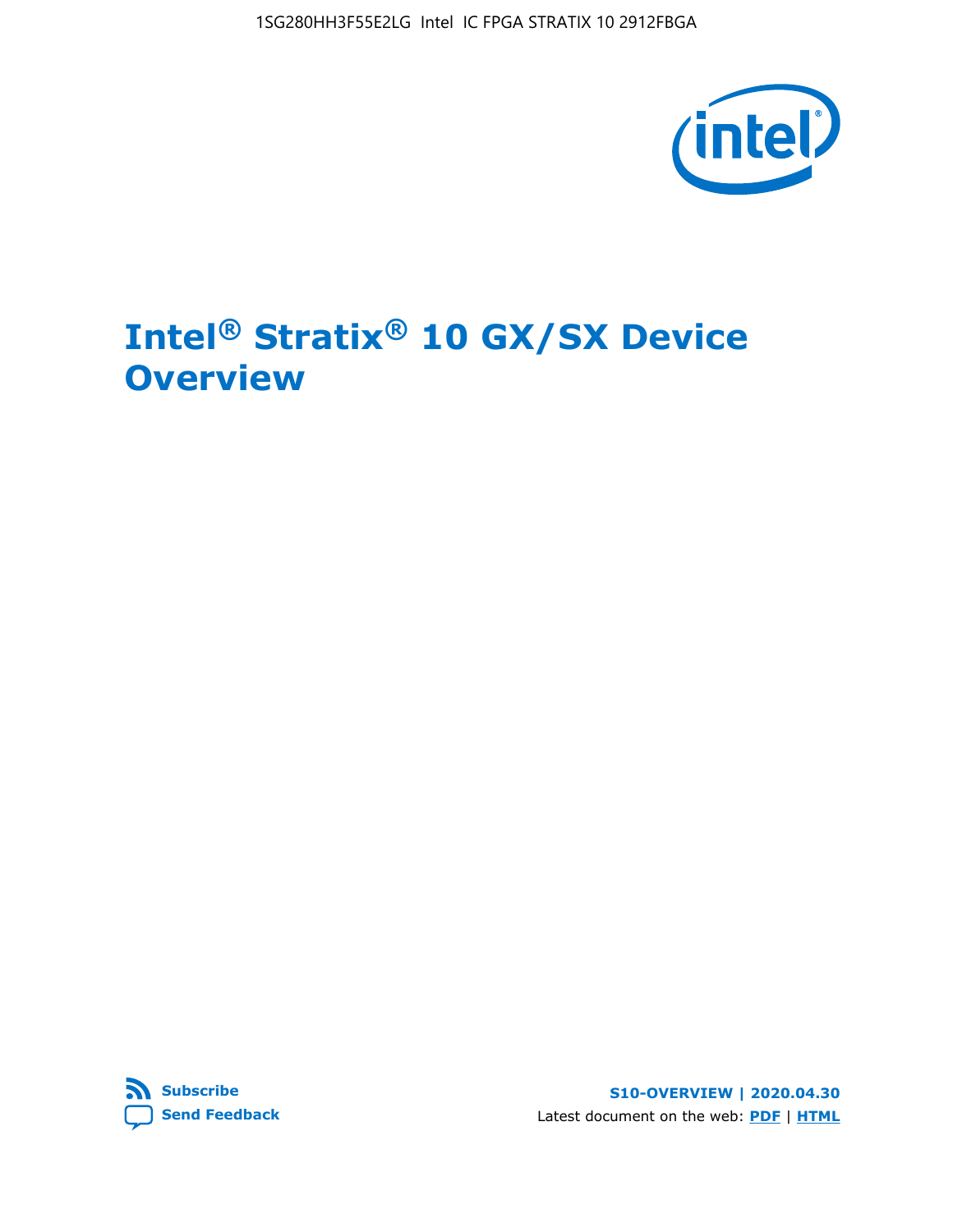# Intel® Stratix® 10 GX/SX Device Overview

**Subscribe**
**Send Feedback**

**S10-OVERVIEW | 2020.04.30**

Latest document on the web: **PDF** | **HTML**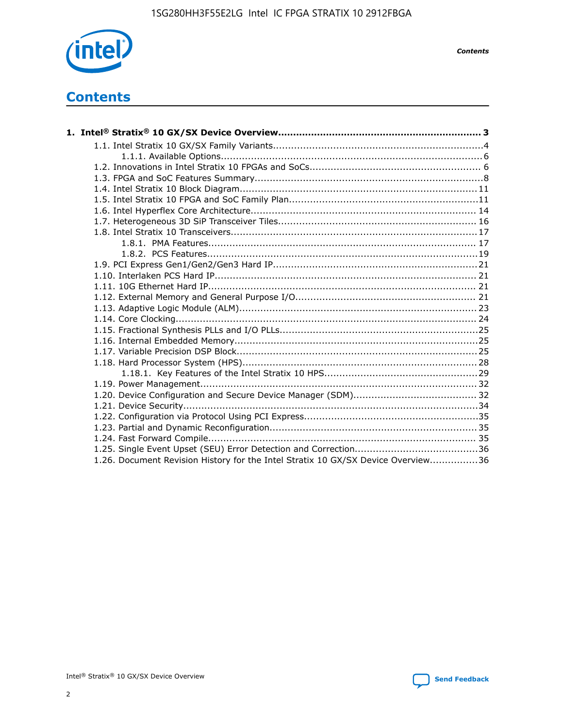# Contents

**1. Intel® Stratix® 10 GX/SX Device Overview.................................................................... 3**

- 1.1. Intel Stratix 10 GX/SX Family Variants.....................................................................4
  - 1.1.1. Available Options......................................................................................6
- 1.2. Innovations in Intel Stratix 10 FPGAs and SoCs........................................................ 6
- 1.3. FPGA and SoC Features Summary...........................................................................8
- 1.4. Intel Stratix 10 Block Diagram..............................................................................11
- 1.5. Intel Stratix 10 FPGA and SoC Family Plan...............................................................11
- 1.6. Intel Hyperflex Core Architecture.......................................................................... 14
- 1.7. Heterogeneous 3D SiP Transceiver Tiles................................................................. 16
- 1.8. Intel Stratix 10 Transceivers.................................................................................17
  - 1.8.1. PMA Features........................................................................................ 17
  - 1.8.2. PCS Features.........................................................................................19
- 1.9. PCI Express Gen1/Gen2/Gen3 Hard IP...................................................................21
- 1.10. Interlaken PCS Hard IP...................................................................................... 21
- 1.11. 10G Ethernet Hard IP........................................................................................ 21
- 1.12. External Memory and General Purpose I/O........................................................... 21
- 1.13. Adaptive Logic Module (ALM).............................................................................. 23
- 1.14. Core Clocking................................................................................................... 24
- 1.15. Fractional Synthesis PLLs and I/O PLLs.................................................................25
- 1.16. Internal Embedded Memory................................................................................25
- 1.17. Variable Precision DSP Block...............................................................................25
- 1.18. Hard Processor System (HPS).............................................................................28
  - 1.18.1. Key Features of the Intel Stratix 10 HPS..................................................29
- 1.19. Power Management.......................................................................................... 32
- 1.20. Device Configuration and Secure Device Manager (SDM)......................................... 32
- 1.21. Device Security.................................................................................................34
- 1.22. Configuration via Protocol Using PCI Express.........................................................35
- 1.23. Partial and Dynamic Reconfiguration.................................................................... 35
- 1.24. Fast Forward Compile........................................................................................ 35
- 1.25. Single Event Upset (SEU) Error Detection and Correction........................................36
- 1.26. Document Revision History for the Intel Stratix 10 GX/SX Device Overview................36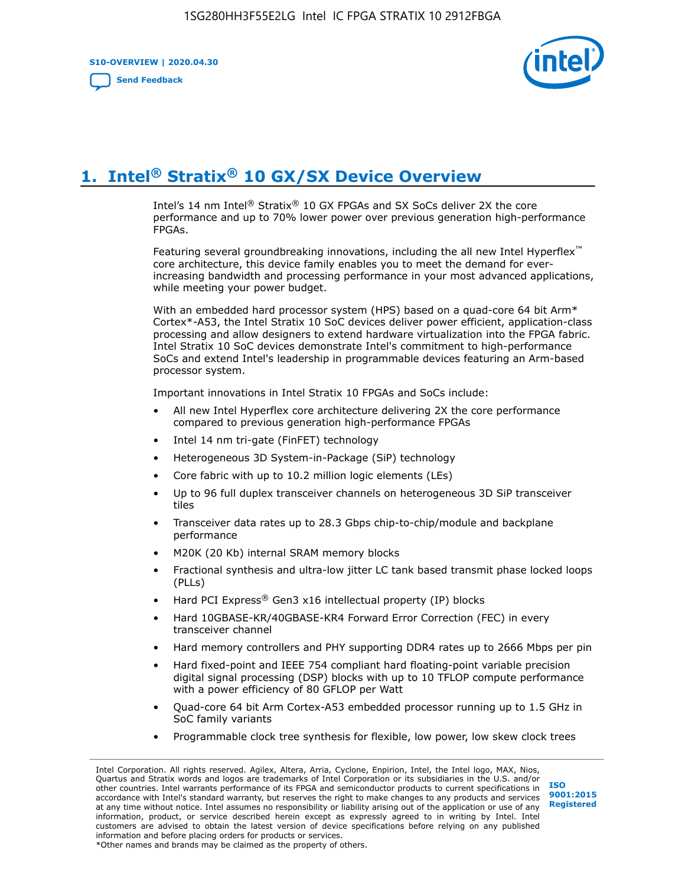# 1. Intel® Stratix® 10 GX/SX Device Overview

Intel's 14 nm Intel® Stratix® 10 GX FPGAs and SX SoCs deliver 2X the core performance and up to 70% lower power over previous generation high-performance FPGAs.

Featuring several groundbreaking innovations, including the all new Intel Hyperflex™ core architecture, this device family enables you to meet the demand for ever-increasing bandwidth and processing performance in your most advanced applications, while meeting your power budget.

With an embedded hard processor system (HPS) based on a quad-core 64 bit Arm* Cortex*-A53, the Intel Stratix 10 SoC devices deliver power efficient, application-class processing and allow designers to extend hardware virtualization into the FPGA fabric. Intel Stratix 10 SoC devices demonstrate Intel's commitment to high-performance SoCs and extend Intel's leadership in programmable devices featuring an Arm-based processor system.

Important innovations in Intel Stratix 10 FPGAs and SoCs include:

- All new Intel Hyperflex core architecture delivering 2X the core performance compared to previous generation high-performance FPGAs
- Intel 14 nm tri-gate (FinFET) technology
- Heterogeneous 3D System-in-Package (SiP) technology
- Core fabric with up to 10.2 million logic elements (LEs)
- Up to 96 full duplex transceiver channels on heterogeneous 3D SiP transceiver tiles
- Transceiver data rates up to 28.3 Gbps chip-to-chip/module and backplane performance
- M20K (20 Kb) internal SRAM memory blocks
- Fractional synthesis and ultra-low jitter LC tank based transmit phase locked loops (PLLs)
- Hard PCI Express® Gen3 x16 intellectual property (IP) blocks
- Hard 10GBASE-KR/40GBASE-KR4 Forward Error Correction (FEC) in every transceiver channel
- Hard memory controllers and PHY supporting DDR4 rates up to 2666 Mbps per pin
- Hard fixed-point and IEEE 754 compliant hard floating-point variable precision digital signal processing (DSP) blocks with up to 10 TFLOP compute performance with a power efficiency of 80 GFLOP per Watt
- Quad-core 64 bit Arm Cortex-A53 embedded processor running up to 1.5 GHz in SoC family variants
- Programmable clock tree synthesis for flexible, low power, low skew clock trees

Intel Corporation. All rights reserved. Agilex, Altera, Arria, Cyclone, Enpirion, Intel, the Intel logo, MAX, Nios, Quartus and Stratix words and logos are trademarks of Intel Corporation or its subsidiaries in the U.S. and/or other countries. Intel warrants performance of its FPGA and semiconductor products to current specifications in accordance with Intel's standard warranty, but reserves the right to make changes to any products and services at any time without notice. Intel assumes no responsibility or liability arising out of the application or use of any information, product, or service described herein except as expressly agreed to in writing by Intel. Intel customers are advised to obtain the latest version of device specifications before relying on any published information and before placing orders for products or services.
*Other names and brands may be claimed as the property of others.

ISO 9001:2015 Registered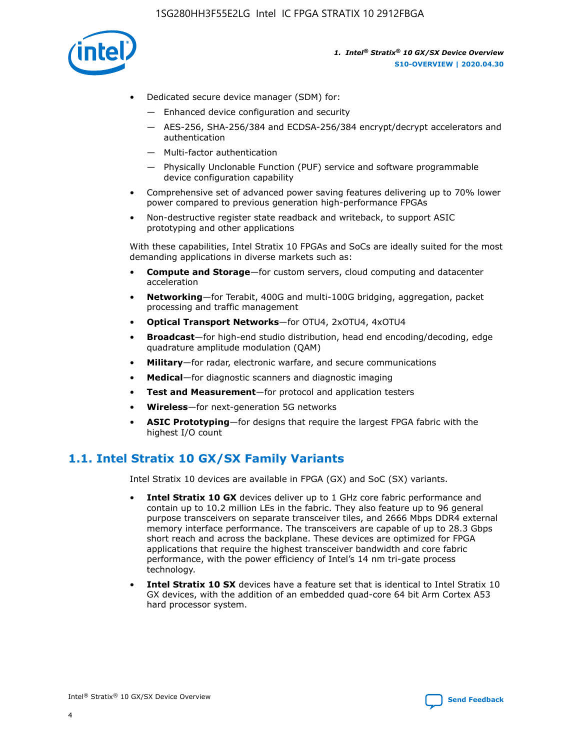- Dedicated secure device manager (SDM) for:
  - — Enhanced device configuration and security
  - — AES-256, SHA-256/384 and ECDSA-256/384 encrypt/decrypt accelerators and authentication
  - — Multi-factor authentication
  - — Physically Unclonable Function (PUF) service and software programmable device configuration capability
- Comprehensive set of advanced power saving features delivering up to 70% lower power compared to previous generation high-performance FPGAs
- Non-destructive register state readback and writeback, to support ASIC prototyping and other applications

With these capabilities, Intel Stratix 10 FPGAs and SoCs are ideally suited for the most demanding applications in diverse markets such as:

- **Compute and Storage**—for custom servers, cloud computing and datacenter acceleration
- **Networking**—for Terabit, 400G and multi-100G bridging, aggregation, packet processing and traffic management
- **Optical Transport Networks**—for OTU4, 2xOTU4, 4xOTU4
- **Broadcast**—for high-end studio distribution, head end encoding/decoding, edge quadrature amplitude modulation (QAM)
- **Military**—for radar, electronic warfare, and secure communications
- **Medical**—for diagnostic scanners and diagnostic imaging
- **Test and Measurement**—for protocol and application testers
- **Wireless**—for next-generation 5G networks
- **ASIC Prototyping**—for designs that require the largest FPGA fabric with the highest I/O count

## 1.1. Intel Stratix 10 GX/SX Family Variants

Intel Stratix 10 devices are available in FPGA (GX) and SoC (SX) variants.

- **Intel Stratix 10 GX** devices deliver up to 1 GHz core fabric performance and contain up to 10.2 million LEs in the fabric. They also feature up to 96 general purpose transceivers on separate transceiver tiles, and 2666 Mbps DDR4 external memory interface performance. The transceivers are capable of up to 28.3 Gbps short reach and across the backplane. These devices are optimized for FPGA applications that require the highest transceiver bandwidth and core fabric performance, with the power efficiency of Intel's 14 nm tri-gate process technology.
- **Intel Stratix 10 SX** devices have a feature set that is identical to Intel Stratix 10 GX devices, with the addition of an embedded quad-core 64 bit Arm Cortex A53 hard processor system.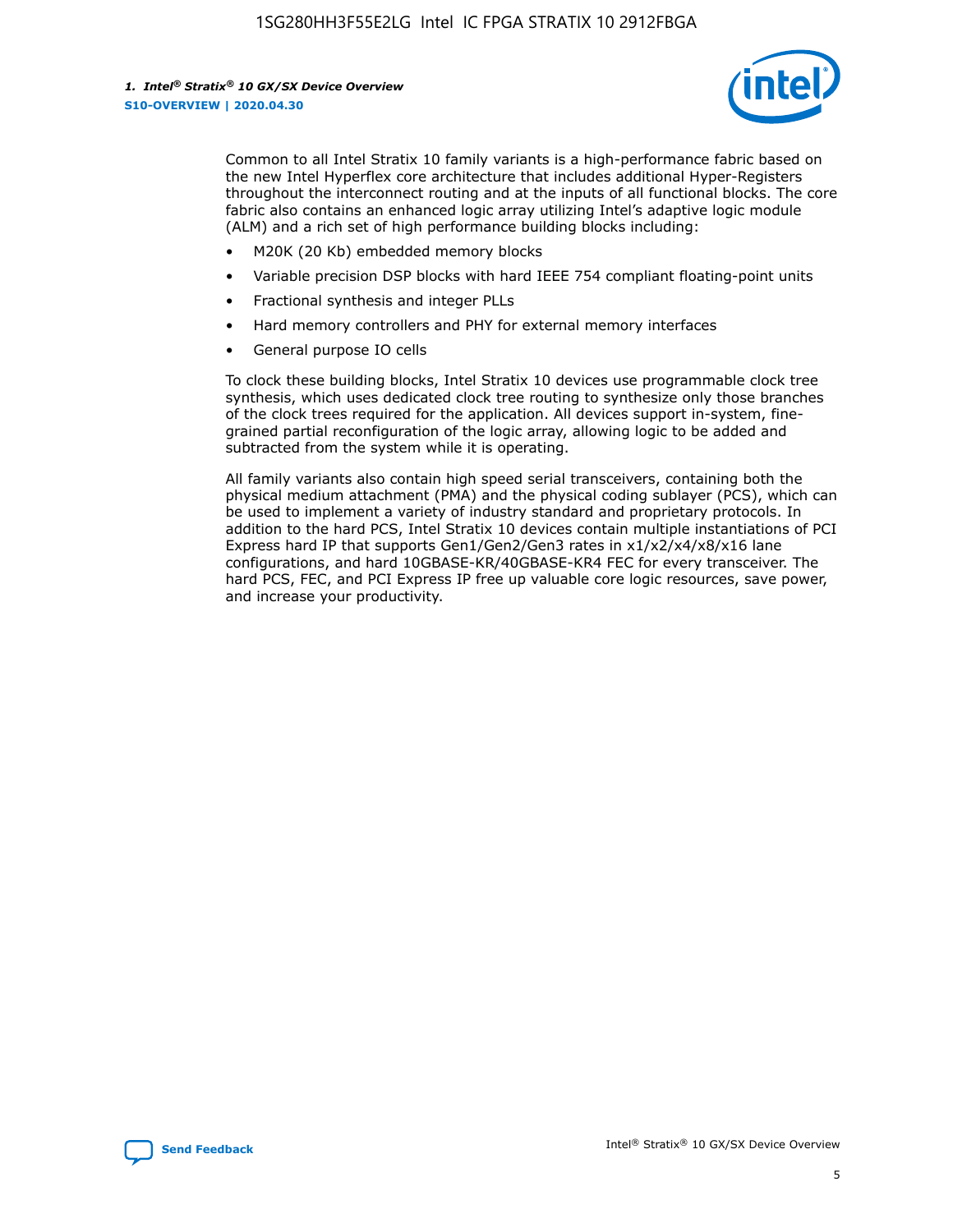Common to all Intel Stratix 10 family variants is a high-performance fabric based on the new Intel Hyperflex core architecture that includes additional Hyper-Registers throughout the interconnect routing and at the inputs of all functional blocks. The core fabric also contains an enhanced logic array utilizing Intel's adaptive logic module (ALM) and a rich set of high performance building blocks including:

- M20K (20 Kb) embedded memory blocks
- Variable precision DSP blocks with hard IEEE 754 compliant floating-point units
- Fractional synthesis and integer PLLs
- Hard memory controllers and PHY for external memory interfaces
- General purpose IO cells

To clock these building blocks, Intel Stratix 10 devices use programmable clock tree synthesis, which uses dedicated clock tree routing to synthesize only those branches of the clock trees required for the application. All devices support in-system, fine-grained partial reconfiguration of the logic array, allowing logic to be added and subtracted from the system while it is operating.

All family variants also contain high speed serial transceivers, containing both the physical medium attachment (PMA) and the physical coding sublayer (PCS), which can be used to implement a variety of industry standard and proprietary protocols. In addition to the hard PCS, Intel Stratix 10 devices contain multiple instantiations of PCI Express hard IP that supports Gen1/Gen2/Gen3 rates in x1/x2/x4/x8/x16 lane configurations, and hard 10GBASE-KR/40GBASE-KR4 FEC for every transceiver. The hard PCS, FEC, and PCI Express IP free up valuable core logic resources, save power, and increase your productivity.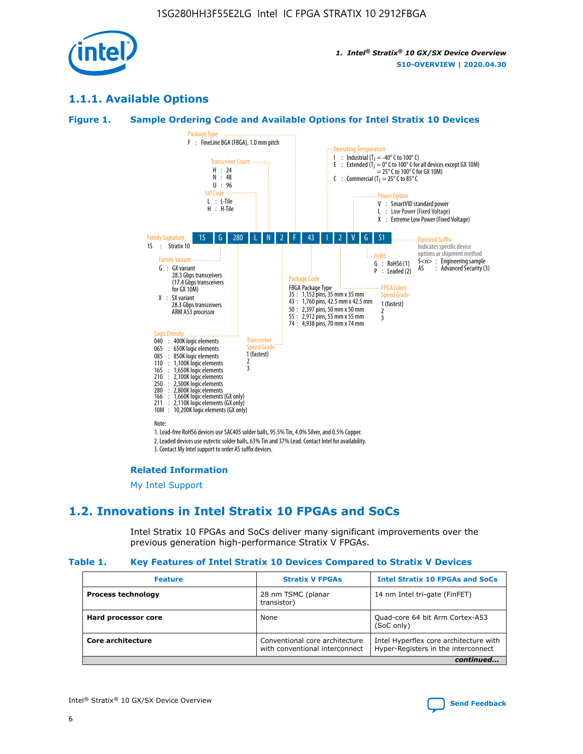## 1.1.1. Available Options

### Figure 1. Sample Ordering Code and Available Options for Intel Stratix 10 Devices

**Sample ordering code:** 1S G 280 L N 2 F 43 I 2 V G S1

**Family Signature**
- 1S : Stratix 10

**Family Variant**
- G : GX variant
  - 28.3 Gbps transceivers
  - (17.4 Gbps transceivers for GX 10M)
- X : SX variant
  - 28.3 Gbps transceivers
  - ARM A53 processor

**Logic Density**
- 040 : 400K logic elements
- 065 : 650K logic elements
- 085 : 850K logic elements
- 110 : 1,100K logic elements
- 165 : 1,650K logic elements
- 210 : 2,100K logic elements
- 250 : 2,500K logic elements
- 280 : 2,800K logic elements
- 166 : 1,660K logic elements (GX only)
- 211 : 2,110K logic elements (GX only)
- 10M : 10,200K logic elements (GX only)

**SiP Code**
- L : L-Tile
- H : H-Tile

**Transceiver Count**
- H : 24
- N : 48
- U : 96

**Transceiver Speed Grade**
- 1 (fastest)
- 2
- 3

**Package Type**
- F : FineLine BGA (FBGA), 1.0 mm pitch

**Package Code**

FBGA Package Type
- 35 : 1,152 pins, 35 mm x 35 mm
- 43 : 1,760 pins, 42.5 mm x 42.5 mm
- 50 : 2,397 pins, 50 mm x 50 mm
- 55 : 2,912 pins, 55 mm x 55 mm
- 74 : 4,938 pins, 70 mm x 74 mm

**Operating Temperature**
- I : Industrial ($T_J$ = -40° C to 100° C)
- E : Extended ($T_J$ = 0° C to 100° C for all devices except GX 10M) = 25° C to 100° C for GX 10M)
- C : Commercial ($T_J$ = 25° C to 85° C

**FPGA Fabric Speed Grade**
- 1 (fastest)
- 2
- 3

**Power Option**
- V : SmartVID standard power
- L : Low Power (Fixed Voltage)
- X : Extreme Low Power (Fixed Voltage)

**RoHS**
- G : RoHS6 (1)
- P : Leaded (2)

**Optional Suffix**

Indicates specific device options or shipment method
- S<n> : Engineering sample
- AS : Advanced Security (3)

Note:
1. Lead-free RoHS6 devices use SAC405 solder balls, 95.5% Tin, 4.0% Silver, and 0.5% Copper.
2. Leaded devices use eutectic solder balls, 63% Tin and 37% Lead. Contact Intel for availability.
3. Contact My Intel support to order AS suffix devices.

#### Related Information

My Intel Support

## 1.2. Innovations in Intel Stratix 10 FPGAs and SoCs

Intel Stratix 10 FPGAs and SoCs deliver many significant improvements over the previous generation high-performance Stratix V FPGAs.

### Table 1. Key Features of Intel Stratix 10 Devices Compared to Stratix V Devices

| Feature | Stratix V FPGAs | Intel Stratix 10 FPGAs and SoCs |
|---|---|---|
| **Process technology** | 28 nm TSMC (planar transistor) | 14 nm Intel tri-gate (FinFET) |
| **Hard processor core** | None | Quad-core 64 bit Arm Cortex-A53 (SoC only) |
| **Core architecture** | Conventional core architecture with conventional interconnect | Intel Hyperflex core architecture with Hyper-Registers in the interconnect |

*continued...*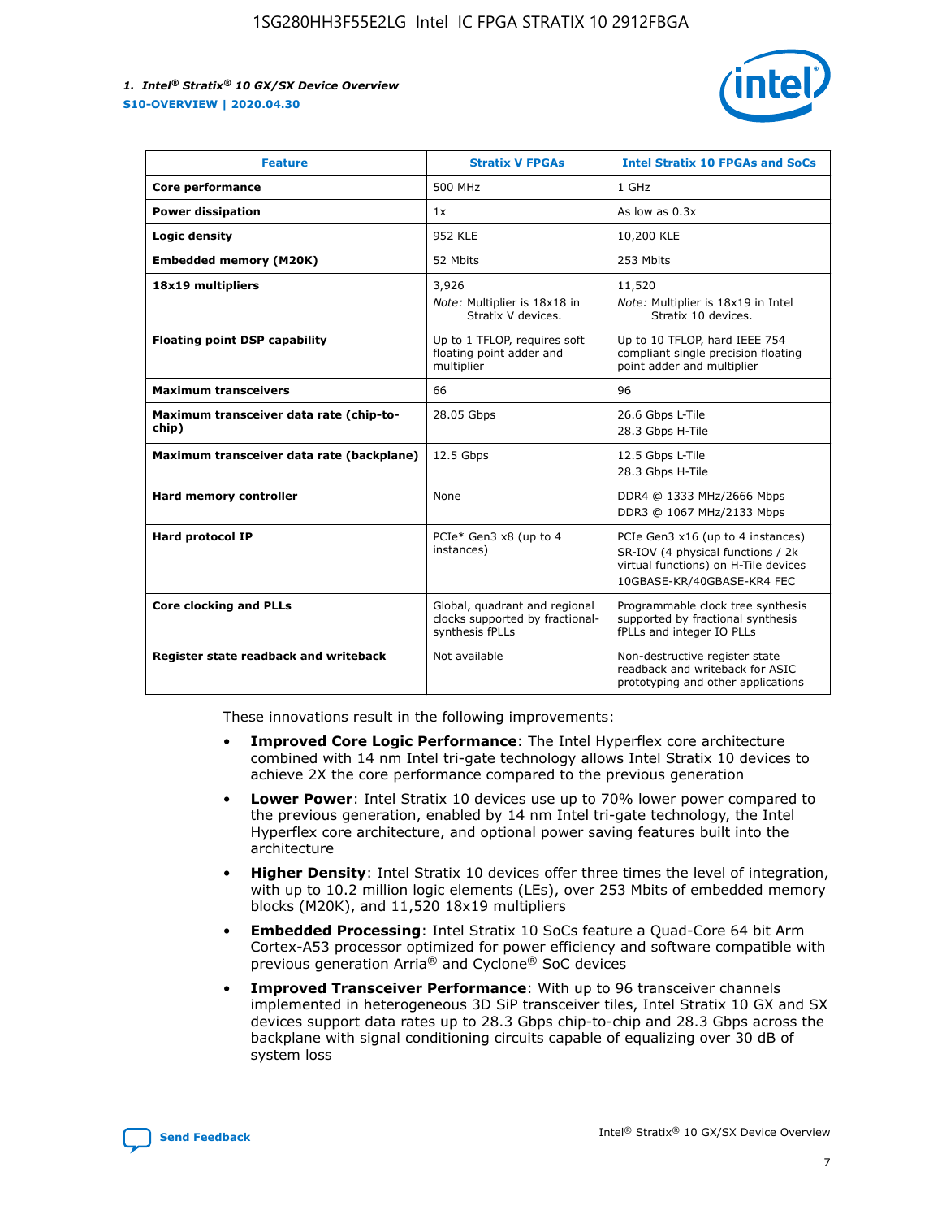| Feature | Stratix V FPGAs | Intel Stratix 10 FPGAs and SoCs |
| --- | --- | --- |
| **Core performance** | 500 MHz | 1 GHz |
| **Power dissipation** | 1x | As low as 0.3x |
| **Logic density** | 952 KLE | 10,200 KLE |
| **Embedded memory (M20K)** | 52 Mbits | 253 Mbits |
| **18x19 multipliers** | 3,926<br>*Note:* Multiplier is 18x18 in Stratix V devices. | 11,520<br>*Note:* Multiplier is 18x19 in Intel Stratix 10 devices. |
| **Floating point DSP capability** | Up to 1 TFLOP, requires soft floating point adder and multiplier | Up to 10 TFLOP, hard IEEE 754 compliant single precision floating point adder and multiplier |
| **Maximum transceivers** | 66 | 96 |
| **Maximum transceiver data rate (chip-to-chip)** | 28.05 Gbps | 26.6 Gbps L-Tile<br>28.3 Gbps H-Tile |
| **Maximum transceiver data rate (backplane)** | 12.5 Gbps | 12.5 Gbps L-Tile<br>28.3 Gbps H-Tile |
| **Hard memory controller** | None | DDR4 @ 1333 MHz/2666 Mbps<br>DDR3 @ 1067 MHz/2133 Mbps |
| **Hard protocol IP** | PCIe* Gen3 x8 (up to 4 instances) | PCIe Gen3 x16 (up to 4 instances)<br>SR-IOV (4 physical functions / 2k virtual functions) on H-Tile devices<br>10GBASE-KR/40GBASE-KR4 FEC |
| **Core clocking and PLLs** | Global, quadrant and regional clocks supported by fractional-synthesis fPLLs | Programmable clock tree synthesis supported by fractional synthesis fPLLs and integer IO PLLs |
| **Register state readback and writeback** | Not available | Non-destructive register state readback and writeback for ASIC prototyping and other applications |

These innovations result in the following improvements:

- **Improved Core Logic Performance**: The Intel Hyperflex core architecture combined with 14 nm Intel tri-gate technology allows Intel Stratix 10 devices to achieve 2X the core performance compared to the previous generation
- **Lower Power**: Intel Stratix 10 devices use up to 70% lower power compared to the previous generation, enabled by 14 nm Intel tri-gate technology, the Intel Hyperflex core architecture, and optional power saving features built into the architecture
- **Higher Density**: Intel Stratix 10 devices offer three times the level of integration, with up to 10.2 million logic elements (LEs), over 253 Mbits of embedded memory blocks (M20K), and 11,520 18x19 multipliers
- **Embedded Processing**: Intel Stratix 10 SoCs feature a Quad-Core 64 bit Arm Cortex-A53 processor optimized for power efficiency and software compatible with previous generation Arria® and Cyclone® SoC devices
- **Improved Transceiver Performance**: With up to 96 transceiver channels implemented in heterogeneous 3D SiP transceiver tiles, Intel Stratix 10 GX and SX devices support data rates up to 28.3 Gbps chip-to-chip and 28.3 Gbps across the backplane with signal conditioning circuits capable of equalizing over 30 dB of system loss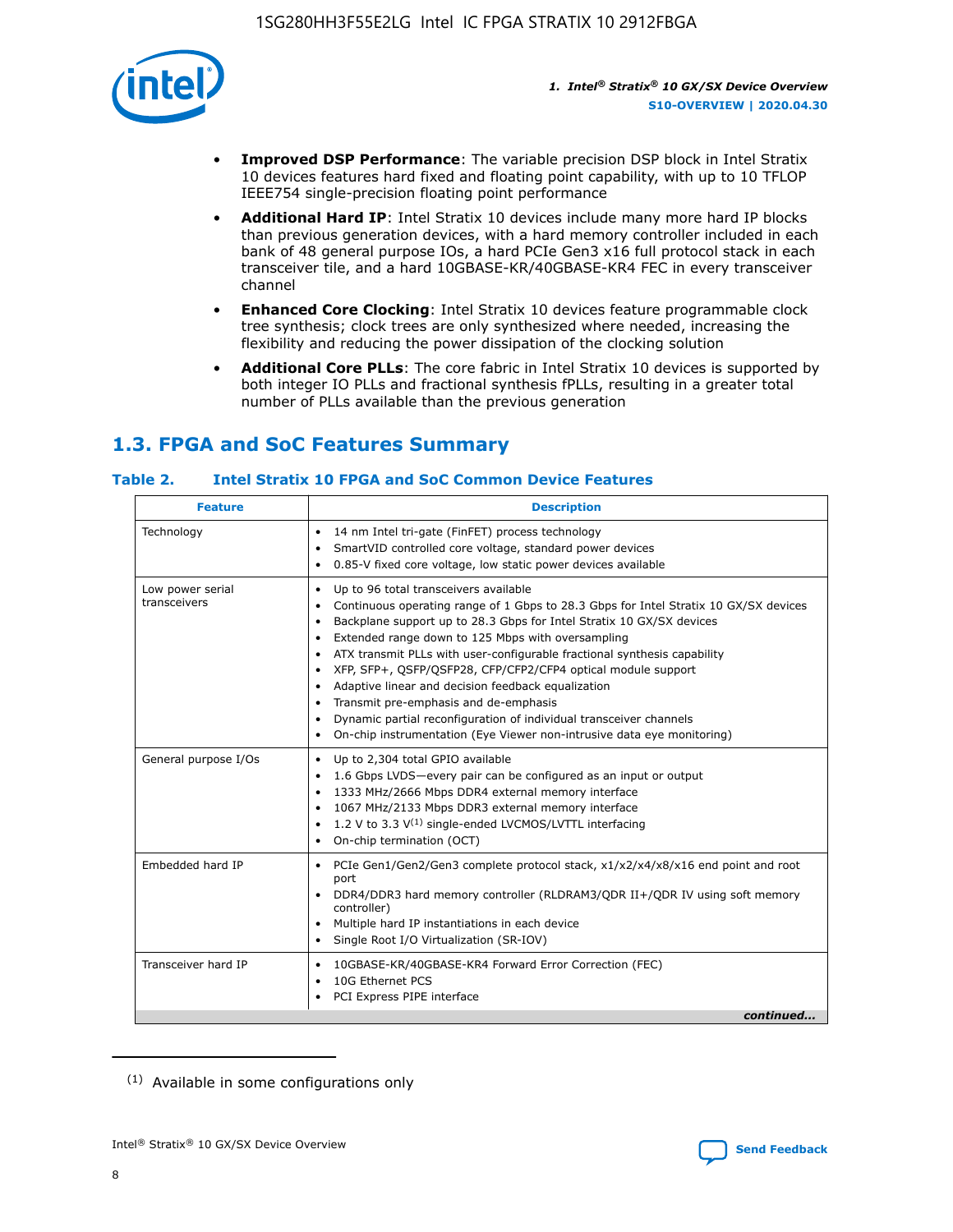- **Improved DSP Performance**: The variable precision DSP block in Intel Stratix 10 devices features hard fixed and floating point capability, with up to 10 TFLOP IEEE754 single-precision floating point performance
- **Additional Hard IP**: Intel Stratix 10 devices include many more hard IP blocks than previous generation devices, with a hard memory controller included in each bank of 48 general purpose IOs, a hard PCIe Gen3 x16 full protocol stack in each transceiver tile, and a hard 10GBASE-KR/40GBASE-KR4 FEC in every transceiver channel
- **Enhanced Core Clocking**: Intel Stratix 10 devices feature programmable clock tree synthesis; clock trees are only synthesized where needed, increasing the flexibility and reducing the power dissipation of the clocking solution
- **Additional Core PLLs**: The core fabric in Intel Stratix 10 devices is supported by both integer IO PLLs and fractional synthesis fPLLs, resulting in a greater total number of PLLs available than the previous generation

## 1.3. FPGA and SoC Features Summary

### Table 2. Intel Stratix 10 FPGA and SoC Common Device Features

| Feature | Description |
|---|---|
| Technology | • 14 nm Intel tri-gate (FinFET) process technology<br>• SmartVID controlled core voltage, standard power devices<br>• 0.85-V fixed core voltage, low static power devices available |
| Low power serial transceivers | • Up to 96 total transceivers available<br>• Continuous operating range of 1 Gbps to 28.3 Gbps for Intel Stratix 10 GX/SX devices<br>• Backplane support up to 28.3 Gbps for Intel Stratix 10 GX/SX devices<br>• Extended range down to 125 Mbps with oversampling<br>• ATX transmit PLLs with user-configurable fractional synthesis capability<br>• XFP, SFP+, QSFP/QSFP28, CFP/CFP2/CFP4 optical module support<br>• Adaptive linear and decision feedback equalization<br>• Transmit pre-emphasis and de-emphasis<br>• Dynamic partial reconfiguration of individual transceiver channels<br>• On-chip instrumentation (Eye Viewer non-intrusive data eye monitoring) |
| General purpose I/Os | • Up to 2,304 total GPIO available<br>• 1.6 Gbps LVDS—every pair can be configured as an input or output<br>• 1333 MHz/2666 Mbps DDR4 external memory interface<br>• 1067 MHz/2133 Mbps DDR3 external memory interface<br>• 1.2 V to 3.3 V[(1)] single-ended LVCMOS/LVTTL interfacing<br>• On-chip termination (OCT) |
| Embedded hard IP | • PCIe Gen1/Gen2/Gen3 complete protocol stack, x1/x2/x4/x8/x16 end point and root port<br>• DDR4/DDR3 hard memory controller (RLDRAM3/QDR II+/QDR IV using soft memory controller)<br>• Multiple hard IP instantiations in each device<br>• Single Root I/O Virtualization (SR-IOV) |
| Transceiver hard IP | • 10GBASE-KR/40GBASE-KR4 Forward Error Correction (FEC)<br>• 10G Ethernet PCS<br>• PCI Express PIPE interface |

*continued...*

(1) Available in some configurations only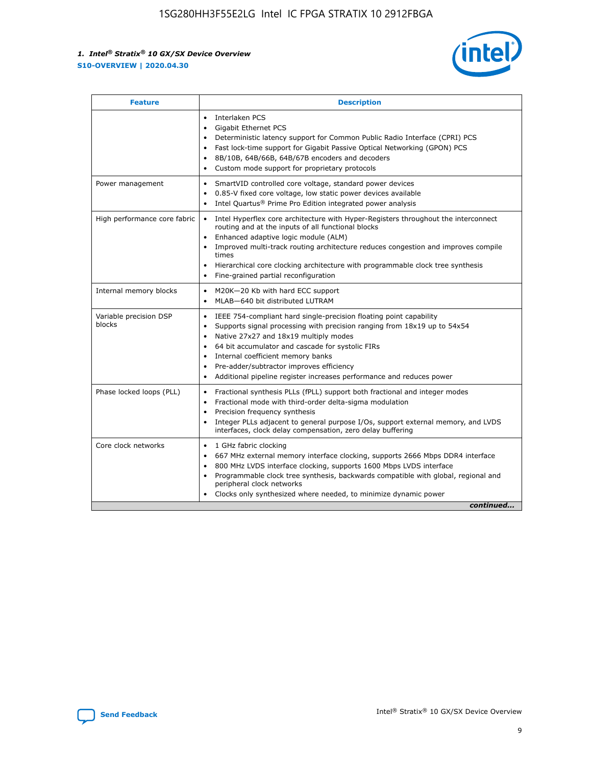| Feature | Description |
| --- | --- |
| | • Interlaken PCS<br>• Gigabit Ethernet PCS<br>• Deterministic latency support for Common Public Radio Interface (CPRI) PCS<br>• Fast lock-time support for Gigabit Passive Optical Networking (GPON) PCS<br>• 8B/10B, 64B/66B, 64B/67B encoders and decoders<br>• Custom mode support for proprietary protocols |
| Power management | • SmartVID controlled core voltage, standard power devices<br>• 0.85-V fixed core voltage, low static power devices available<br>• Intel Quartus® Prime Pro Edition integrated power analysis |
| High performance core fabric | • Intel Hyperflex core architecture with Hyper-Registers throughout the interconnect routing and at the inputs of all functional blocks<br>• Enhanced adaptive logic module (ALM)<br>• Improved multi-track routing architecture reduces congestion and improves compile times<br>• Hierarchical core clocking architecture with programmable clock tree synthesis<br>• Fine-grained partial reconfiguration |
| Internal memory blocks | • M20K—20 Kb with hard ECC support<br>• MLAB—640 bit distributed LUTRAM |
| Variable precision DSP blocks | • IEEE 754-compliant hard single-precision floating point capability<br>• Supports signal processing with precision ranging from 18x19 up to 54x54<br>• Native 27x27 and 18x19 multiply modes<br>• 64 bit accumulator and cascade for systolic FIRs<br>• Internal coefficient memory banks<br>• Pre-adder/subtractor improves efficiency<br>• Additional pipeline register increases performance and reduces power |
| Phase locked loops (PLL) | • Fractional synthesis PLLs (fPLL) support both fractional and integer modes<br>• Fractional mode with third-order delta-sigma modulation<br>• Precision frequency synthesis<br>• Integer PLLs adjacent to general purpose I/Os, support external memory, and LVDS interfaces, clock delay compensation, zero delay buffering |
| Core clock networks | • 1 GHz fabric clocking<br>• 667 MHz external memory interface clocking, supports 2666 Mbps DDR4 interface<br>• 800 MHz LVDS interface clocking, supports 1600 Mbps LVDS interface<br>• Programmable clock tree synthesis, backwards compatible with global, regional and peripheral clock networks<br>• Clocks only synthesized where needed, to minimize dynamic power |

*continued...*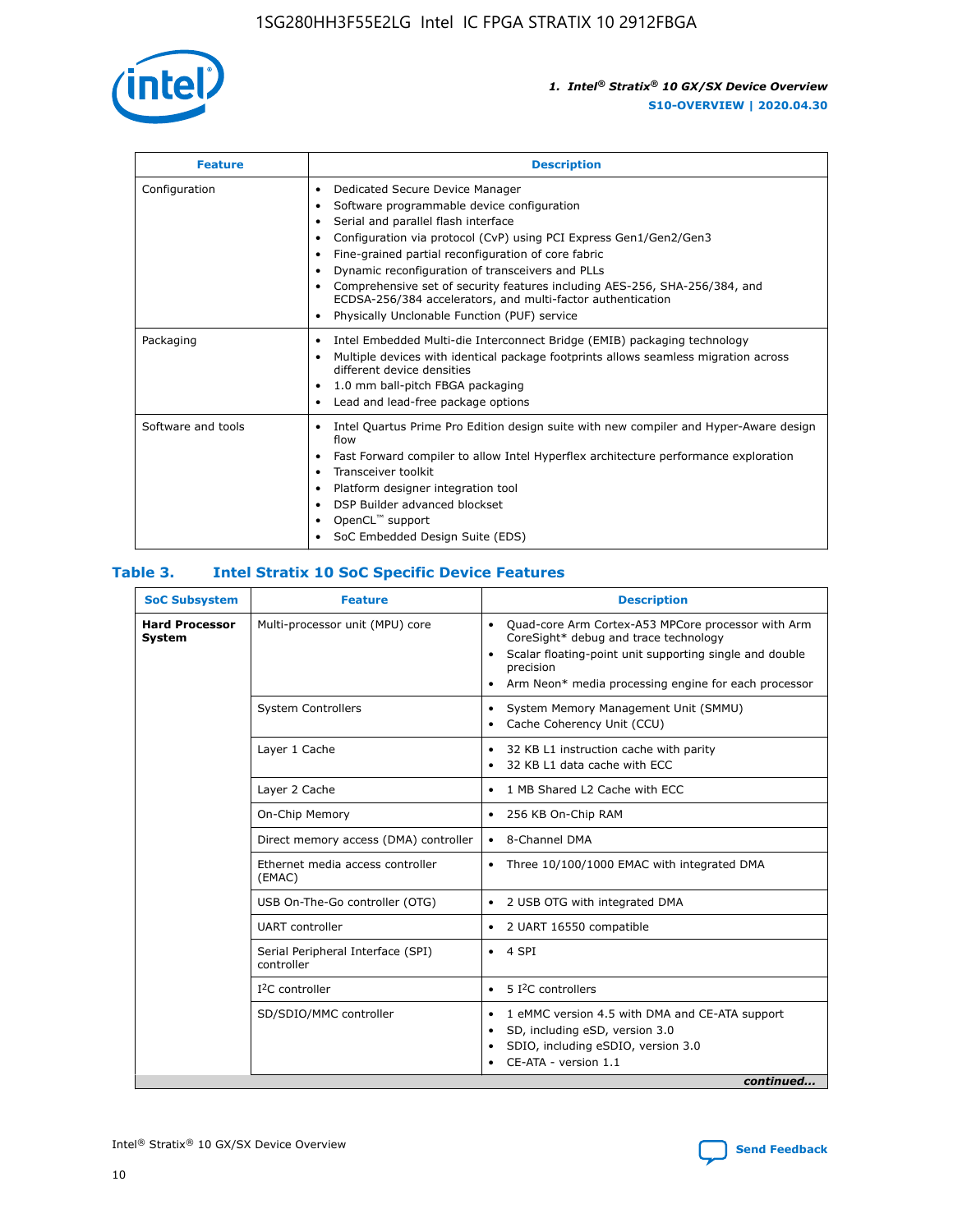| Feature | Description |
| --- | --- |
| Configuration | • Dedicated Secure Device Manager<br>• Software programmable device configuration<br>• Serial and parallel flash interface<br>• Configuration via protocol (CvP) using PCI Express Gen1/Gen2/Gen3<br>• Fine-grained partial reconfiguration of core fabric<br>• Dynamic reconfiguration of transceivers and PLLs<br>• Comprehensive set of security features including AES-256, SHA-256/384, and ECDSA-256/384 accelerators, and multi-factor authentication<br>• Physically Unclonable Function (PUF) service |
| Packaging | • Intel Embedded Multi-die Interconnect Bridge (EMIB) packaging technology<br>• Multiple devices with identical package footprints allows seamless migration across different device densities<br>• 1.0 mm ball-pitch FBGA packaging<br>• Lead and lead-free package options |
| Software and tools | • Intel Quartus Prime Pro Edition design suite with new compiler and Hyper-Aware design flow<br>• Fast Forward compiler to allow Intel Hyperflex architecture performance exploration<br>• Transceiver toolkit<br>• Platform designer integration tool<br>• DSP Builder advanced blockset<br>• OpenCL™ support<br>• SoC Embedded Design Suite (EDS) |

## Table 3. Intel Stratix 10 SoC Specific Device Features

| SoC Subsystem | Feature | Description |
| --- | --- | --- |
| **Hard Processor System** | Multi-processor unit (MPU) core | • Quad-core Arm Cortex-A53 MPCore processor with Arm CoreSight* debug and trace technology<br>• Scalar floating-point unit supporting single and double precision<br>• Arm Neon* media processing engine for each processor |
| | System Controllers | • System Memory Management Unit (SMMU)<br>• Cache Coherency Unit (CCU) |
| | Layer 1 Cache | • 32 KB L1 instruction cache with parity<br>• 32 KB L1 data cache with ECC |
| | Layer 2 Cache | • 1 MB Shared L2 Cache with ECC |
| | On-Chip Memory | • 256 KB On-Chip RAM |
| | Direct memory access (DMA) controller | • 8-Channel DMA |
| | Ethernet media access controller (EMAC) | • Three 10/100/1000 EMAC with integrated DMA |
| | USB On-The-Go controller (OTG) | • 2 USB OTG with integrated DMA |
| | UART controller | • 2 UART 16550 compatible |
| | Serial Peripheral Interface (SPI) controller | • 4 SPI |
| | I²C controller | • 5 I²C controllers |
| | SD/SDIO/MMC controller | • 1 eMMC version 4.5 with DMA and CE-ATA support<br>• SD, including eSD, version 3.0<br>• SDIO, including eSDIO, version 3.0<br>• CE-ATA - version 1.1 |

*continued...*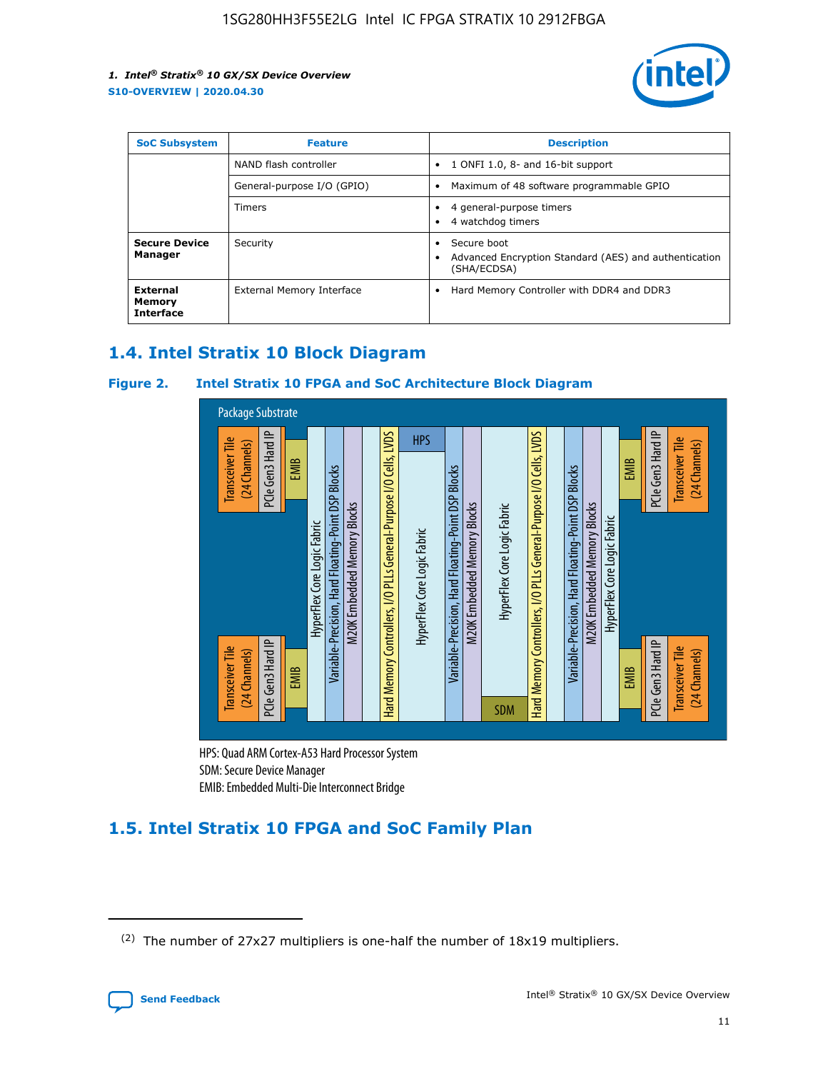| SoC Subsystem | Feature | Description |
| --- | --- | --- |
| | NAND flash controller | • 1 ONFI 1.0, 8- and 16-bit support |
| | General-purpose I/O (GPIO) | • Maximum of 48 software programmable GPIO |
| | Timers | • 4 general-purpose timers<br>• 4 watchdog timers |
| **Secure Device Manager** | Security | • Secure boot<br>• Advanced Encryption Standard (AES) and authentication (SHA/ECDSA) |
| **External Memory Interface** | External Memory Interface | • Hard Memory Controller with DDR4 and DDR3 |

## 1.4. Intel Stratix 10 Block Diagram

**Figure 2. Intel Stratix 10 FPGA and SoC Architecture Block Diagram**

HPS: Quad ARM Cortex-A53 Hard Processor System
SDM: Secure Device Manager
EMIB: Embedded Multi-Die Interconnect Bridge

## 1.5. Intel Stratix 10 FPGA and SoC Family Plan

(2) The number of 27x27 multipliers is one-half the number of 18x19 multipliers.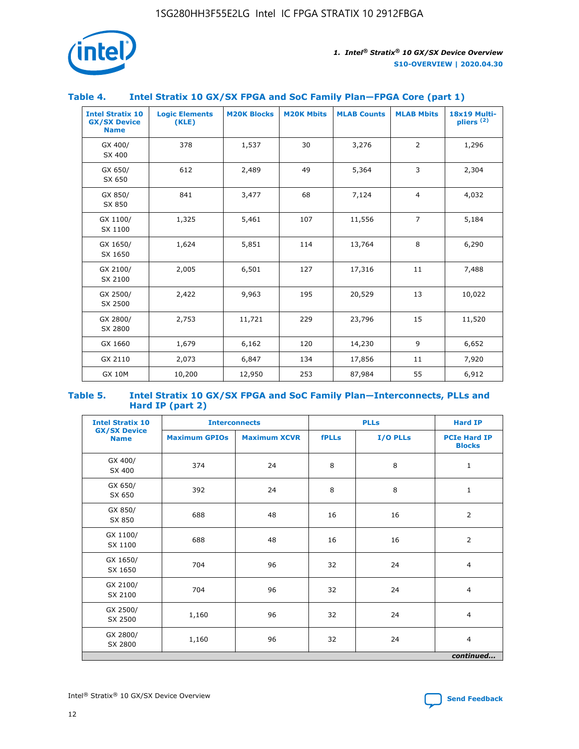## Table 4. Intel Stratix 10 GX/SX FPGA and SoC Family Plan—FPGA Core (part 1)

| Intel Stratix 10 GX/SX Device Name | Logic Elements (KLE) | M20K Blocks | M20K Mbits | MLAB Counts | MLAB Mbits | 18x19 Multi-pliers (2) |
|---|---|---|---|---|---|---|
| GX 400/ SX 400 | 378 | 1,537 | 30 | 3,276 | 2 | 1,296 |
| GX 650/ SX 650 | 612 | 2,489 | 49 | 5,364 | 3 | 2,304 |
| GX 850/ SX 850 | 841 | 3,477 | 68 | 7,124 | 4 | 4,032 |
| GX 1100/ SX 1100 | 1,325 | 5,461 | 107 | 11,556 | 7 | 5,184 |
| GX 1650/ SX 1650 | 1,624 | 5,851 | 114 | 13,764 | 8 | 6,290 |
| GX 2100/ SX 2100 | 2,005 | 6,501 | 127 | 17,316 | 11 | 7,488 |
| GX 2500/ SX 2500 | 2,422 | 9,963 | 195 | 20,529 | 13 | 10,022 |
| GX 2800/ SX 2800 | 2,753 | 11,721 | 229 | 23,796 | 15 | 11,520 |
| GX 1660 | 1,679 | 6,162 | 120 | 14,230 | 9 | 6,652 |
| GX 2110 | 2,073 | 6,847 | 134 | 17,856 | 11 | 7,920 |
| GX 10M | 10,200 | 12,950 | 253 | 87,984 | 55 | 6,912 |

## Table 5. Intel Stratix 10 GX/SX FPGA and SoC Family Plan—Interconnects, PLLs and Hard IP (part 2)

| Intel Stratix 10 GX/SX Device Name | Interconnects | | PLLs | | Hard IP |
|---|---|---|---|---|---|
| | Maximum GPIOs | Maximum XCVR | fPLLs | I/O PLLs | PCIe Hard IP Blocks |
| GX 400/ SX 400 | 374 | 24 | 8 | 8 | 1 |
| GX 650/ SX 650 | 392 | 24 | 8 | 8 | 1 |
| GX 850/ SX 850 | 688 | 48 | 16 | 16 | 2 |
| GX 1100/ SX 1100 | 688 | 48 | 16 | 16 | 2 |
| GX 1650/ SX 1650 | 704 | 96 | 32 | 24 | 4 |
| GX 2100/ SX 2100 | 704 | 96 | 32 | 24 | 4 |
| GX 2500/ SX 2500 | 1,160 | 96 | 32 | 24 | 4 |
| GX 2800/ SX 2800 | 1,160 | 96 | 32 | 24 | 4 |

*continued...*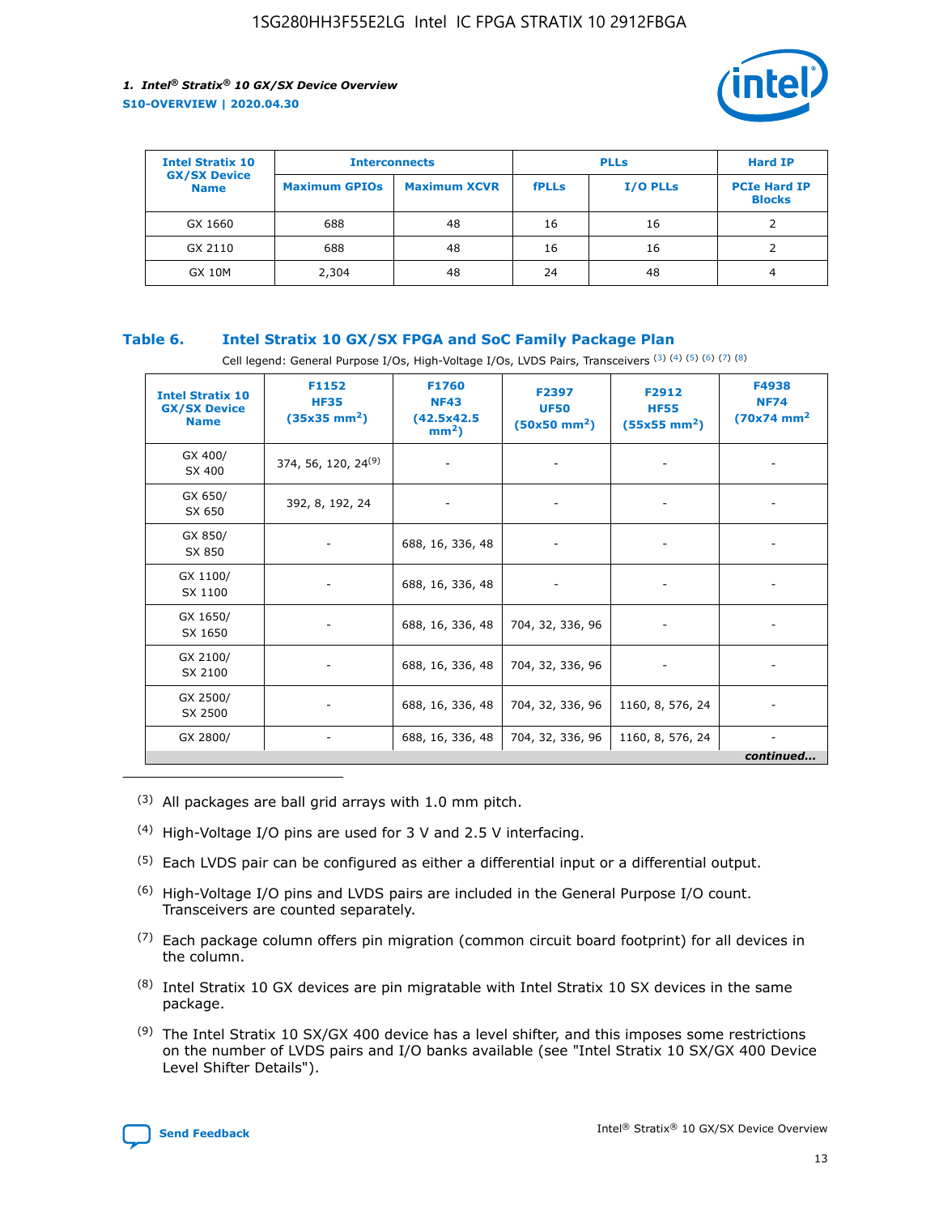| Intel Stratix 10 GX/SX Device Name | Interconnects | | PLLs | | Hard IP |
|---|---|---|---|---|---|
| | Maximum GPIOs | Maximum XCVR | fPLLs | I/O PLLs | PCIe Hard IP Blocks |
| GX 1660 | 688 | 48 | 16 | 16 | 2 |
| GX 2110 | 688 | 48 | 16 | 16 | 2 |
| GX 10M | 2,304 | 48 | 24 | 48 | 4 |

### Table 6. Intel Stratix 10 GX/SX FPGA and SoC Family Package Plan

Cell legend: General Purpose I/Os, High-Voltage I/Os, LVDS Pairs, Transceivers [(3)] [(4)] [(5)] [(6)] [(7)] [(8)]

| Intel Stratix 10 GX/SX Device Name | F1152 HF35 (35x35 mm²) | F1760 NF43 (42.5x42.5 mm²) | F2397 UF50 (50x50 mm²) | F2912 HF55 (55x55 mm²) | F4938 NF74 (70x74 mm²) |
|---|---|---|---|---|---|
| GX 400/ SX 400 | 374, 56, 120, 24[(9)] | - | - | - | - |
| GX 650/ SX 650 | 392, 8, 192, 24 | - | - | - | - |
| GX 850/ SX 850 | - | 688, 16, 336, 48 | - | - | - |
| GX 1100/ SX 1100 | - | 688, 16, 336, 48 | - | - | - |
| GX 1650/ SX 1650 | - | 688, 16, 336, 48 | 704, 32, 336, 96 | - | - |
| GX 2100/ SX 2100 | - | 688, 16, 336, 48 | 704, 32, 336, 96 | - | - |
| GX 2500/ SX 2500 | - | 688, 16, 336, 48 | 704, 32, 336, 96 | 1160, 8, 576, 24 | - |
| GX 2800/ | - | 688, 16, 336, 48 | 704, 32, 336, 96 | 1160, 8, 576, 24 | - |

*continued...*

(3) All packages are ball grid arrays with 1.0 mm pitch.

(4) High-Voltage I/O pins are used for 3 V and 2.5 V interfacing.

(5) Each LVDS pair can be configured as either a differential input or a differential output.

(6) High-Voltage I/O pins and LVDS pairs are included in the General Purpose I/O count. Transceivers are counted separately.

(7) Each package column offers pin migration (common circuit board footprint) for all devices in the column.

(8) Intel Stratix 10 GX devices are pin migratable with Intel Stratix 10 SX devices in the same package.

(9) The Intel Stratix 10 SX/GX 400 device has a level shifter, and this imposes some restrictions on the number of LVDS pairs and I/O banks available (see "Intel Stratix 10 SX/GX 400 Device Level Shifter Details").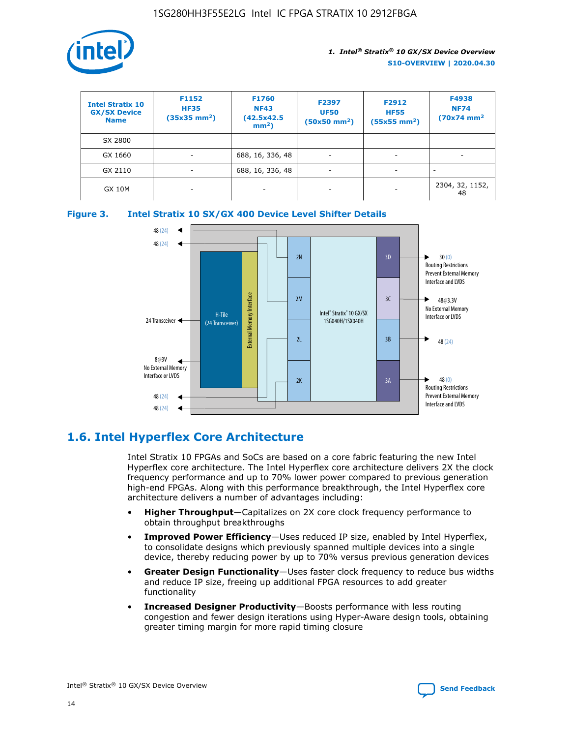| Intel Stratix 10 GX/SX Device Name | F1152 HF35 (35x35 mm²) | F1760 NF43 (42.5x42.5 mm²) | F2397 UF50 (50x50 mm²) | F2912 HF55 (55x55 mm²) | F4938 NF74 (70x74 mm² |
| --- | --- | --- | --- | --- | --- |
| SX 2800 | | | | | |
| GX 1660 | - | 688, 16, 336, 48 | - | - | - |
| GX 2110 | - | 688, 16, 336, 48 | - | - | - |
| GX 10M | - | - | - | - | 2304, 32, 1152, 48 |

**Figure 3. Intel Stratix 10 SX/GX 400 Device Level Shifter Details**

## 1.6. Intel Hyperflex Core Architecture

Intel Stratix 10 FPGAs and SoCs are based on a core fabric featuring the new Intel Hyperflex core architecture. The Intel Hyperflex core architecture delivers 2X the clock frequency performance and up to 70% lower power compared to previous generation high-end FPGAs. Along with this performance breakthrough, the Intel Hyperflex core architecture delivers a number of advantages including:

- **Higher Throughput**—Capitalizes on 2X core clock frequency performance to obtain throughput breakthroughs
- **Improved Power Efficiency**—Uses reduced IP size, enabled by Intel Hyperflex, to consolidate designs which previously spanned multiple devices into a single device, thereby reducing power by up to 70% versus previous generation devices
- **Greater Design Functionality**—Uses faster clock frequency to reduce bus widths and reduce IP size, freeing up additional FPGA resources to add greater functionality
- **Increased Designer Productivity**—Boosts performance with less routing congestion and fewer design iterations using Hyper-Aware design tools, obtaining greater timing margin for more rapid timing closure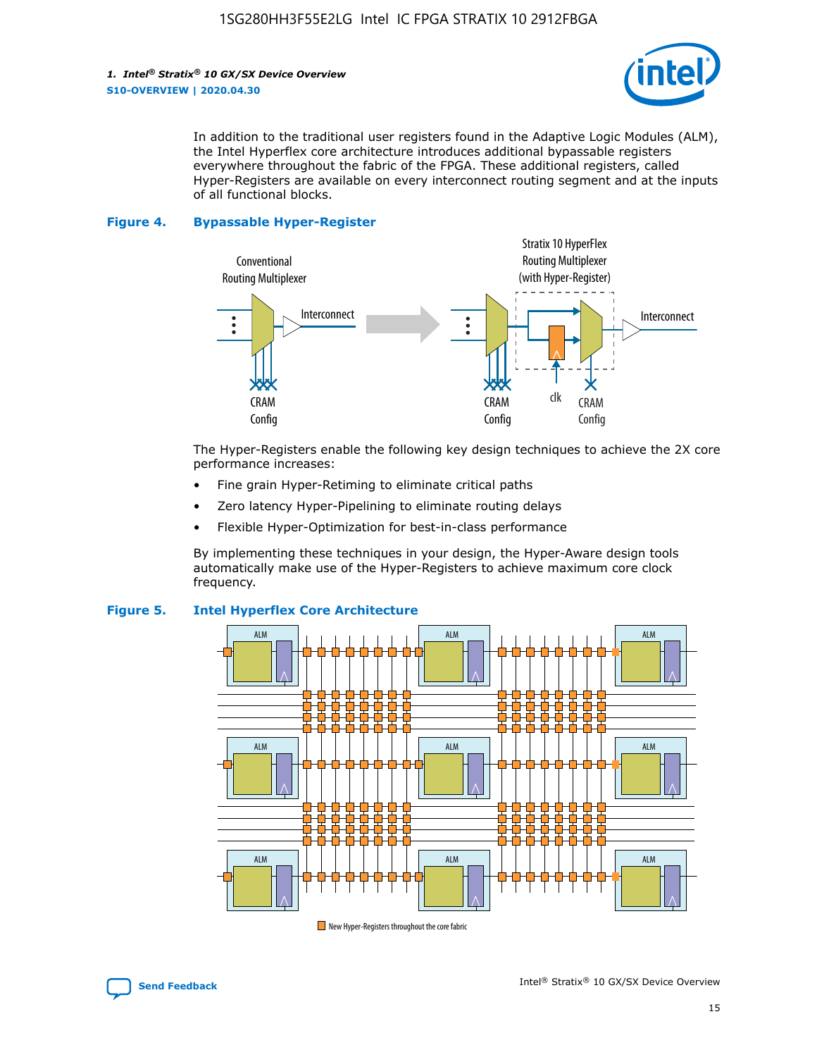In addition to the traditional user registers found in the Adaptive Logic Modules (ALM), the Intel Hyperflex core architecture introduces additional bypassable registers everywhere throughout the fabric of the FPGA. These additional registers, called Hyper-Registers are available on every interconnect routing segment and at the inputs of all functional blocks.

**Figure 4. Bypassable Hyper-Register**

The Hyper-Registers enable the following key design techniques to achieve the 2X core performance increases:

- Fine grain Hyper-Retiming to eliminate critical paths
- Zero latency Hyper-Pipelining to eliminate routing delays
- Flexible Hyper-Optimization for best-in-class performance

By implementing these techniques in your design, the Hyper-Aware design tools automatically make use of the Hyper-Registers to achieve maximum core clock frequency.

**Figure 5. Intel Hyperflex Core Architecture**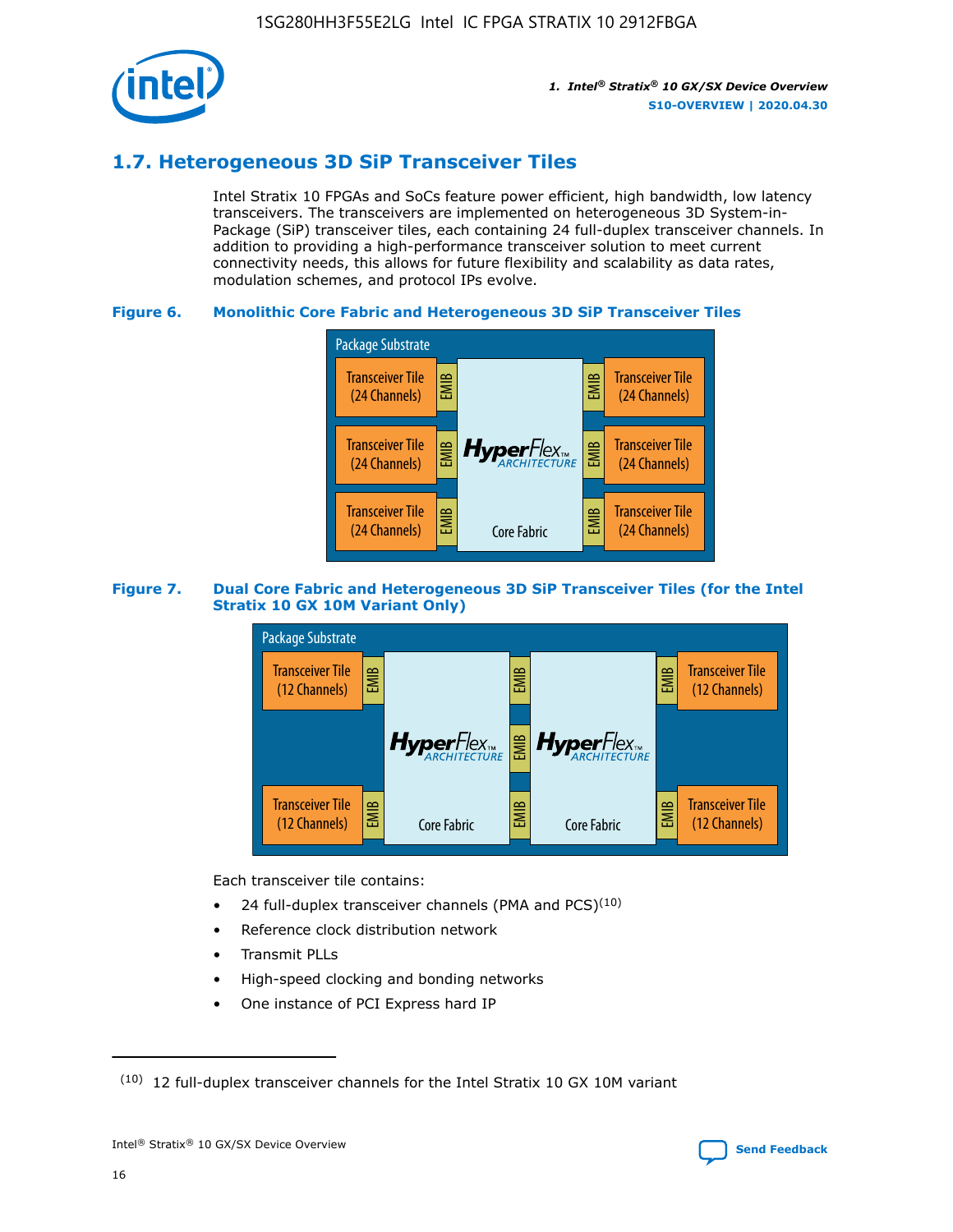## 1.7. Heterogeneous 3D SiP Transceiver Tiles

Intel Stratix 10 FPGAs and SoCs feature power efficient, high bandwidth, low latency transceivers. The transceivers are implemented on heterogeneous 3D System-in-Package (SiP) transceiver tiles, each containing 24 full-duplex transceiver channels. In addition to providing a high-performance transceiver solution to meet current connectivity needs, this allows for future flexibility and scalability as data rates, modulation schemes, and protocol IPs evolve.

**Figure 6. Monolithic Core Fabric and Heterogeneous 3D SiP Transceiver Tiles**

**Figure 7. Dual Core Fabric and Heterogeneous 3D SiP Transceiver Tiles (for the Intel Stratix 10 GX 10M Variant Only)**

Each transceiver tile contains:

- 24 full-duplex transceiver channels (PMA and PCS)[10]
- Reference clock distribution network
- Transmit PLLs
- High-speed clocking and bonding networks
- One instance of PCI Express hard IP

[10] 12 full-duplex transceiver channels for the Intel Stratix 10 GX 10M variant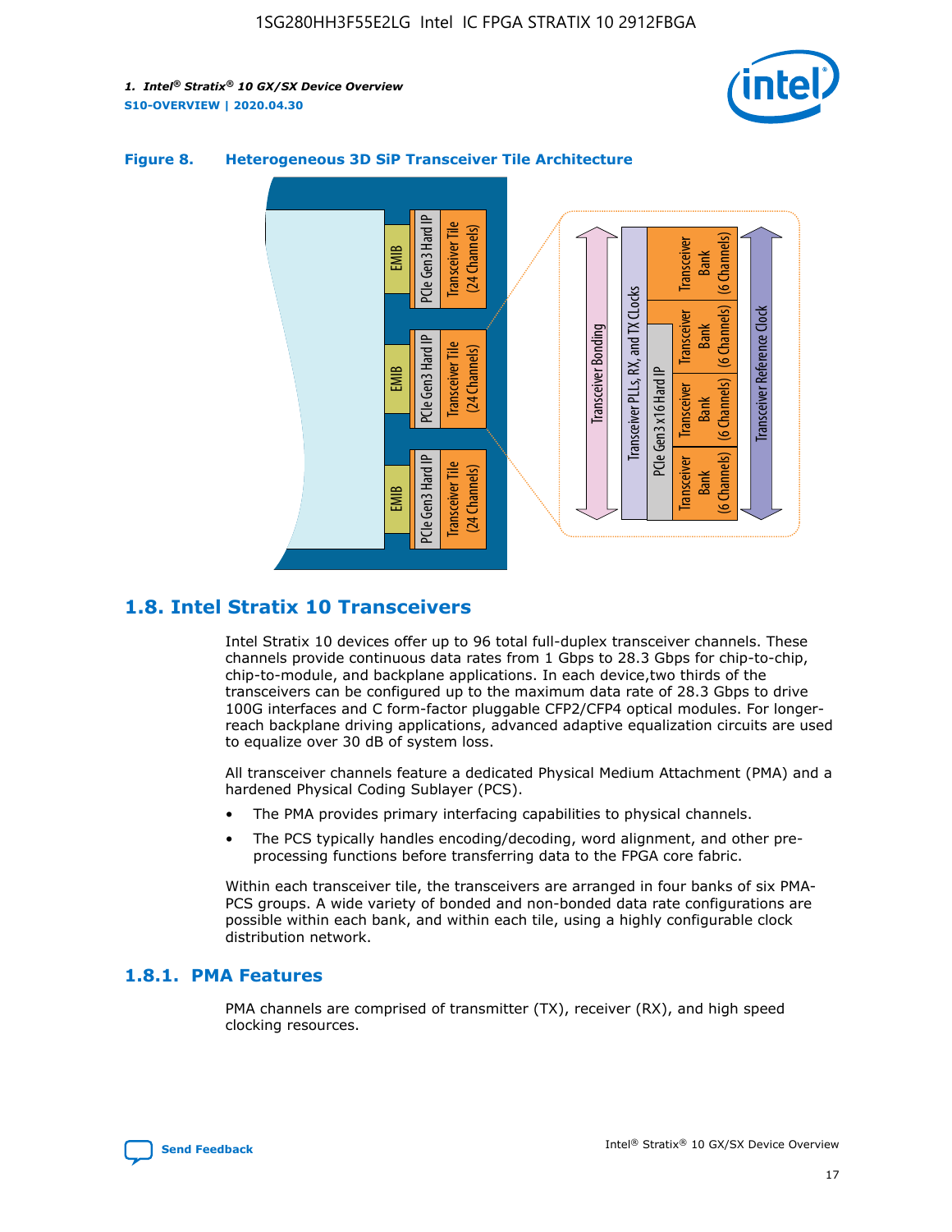**Figure 8. Heterogeneous 3D SiP Transceiver Tile Architecture**

## 1.8. Intel Stratix 10 Transceivers

Intel Stratix 10 devices offer up to 96 total full-duplex transceiver channels. These channels provide continuous data rates from 1 Gbps to 28.3 Gbps for chip-to-chip, chip-to-module, and backplane applications. In each device,two thirds of the transceivers can be configured up to the maximum data rate of 28.3 Gbps to drive 100G interfaces and C form-factor pluggable CFP2/CFP4 optical modules. For longer-reach backplane driving applications, advanced adaptive equalization circuits are used to equalize over 30 dB of system loss.

All transceiver channels feature a dedicated Physical Medium Attachment (PMA) and a hardened Physical Coding Sublayer (PCS).

- The PMA provides primary interfacing capabilities to physical channels.
- The PCS typically handles encoding/decoding, word alignment, and other pre-processing functions before transferring data to the FPGA core fabric.

Within each transceiver tile, the transceivers are arranged in four banks of six PMA-PCS groups. A wide variety of bonded and non-bonded data rate configurations are possible within each bank, and within each tile, using a highly configurable clock distribution network.

### 1.8.1. PMA Features

PMA channels are comprised of transmitter (TX), receiver (RX), and high speed clocking resources.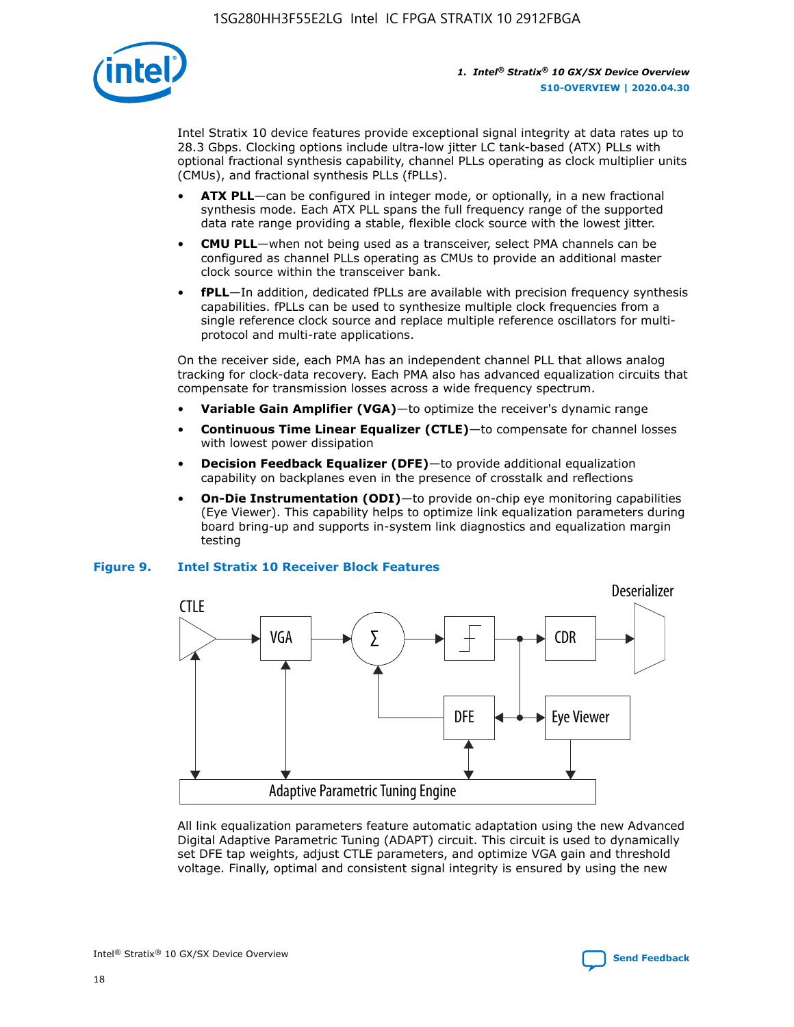Intel Stratix 10 device features provide exceptional signal integrity at data rates up to 28.3 Gbps. Clocking options include ultra-low jitter LC tank-based (ATX) PLLs with optional fractional synthesis capability, channel PLLs operating as clock multiplier units (CMUs), and fractional synthesis PLLs (fPLLs).

- **ATX PLL**—can be configured in integer mode, or optionally, in a new fractional synthesis mode. Each ATX PLL spans the full frequency range of the supported data rate range providing a stable, flexible clock source with the lowest jitter.
- **CMU PLL**—when not being used as a transceiver, select PMA channels can be configured as channel PLLs operating as CMUs to provide an additional master clock source within the transceiver bank.
- **fPLL**—In addition, dedicated fPLLs are available with precision frequency synthesis capabilities. fPLLs can be used to synthesize multiple clock frequencies from a single reference clock source and replace multiple reference oscillators for multi-protocol and multi-rate applications.

On the receiver side, each PMA has an independent channel PLL that allows analog tracking for clock-data recovery. Each PMA also has advanced equalization circuits that compensate for transmission losses across a wide frequency spectrum.

- **Variable Gain Amplifier (VGA)**—to optimize the receiver's dynamic range
- **Continuous Time Linear Equalizer (CTLE)**—to compensate for channel losses with lowest power dissipation
- **Decision Feedback Equalizer (DFE)**—to provide additional equalization capability on backplanes even in the presence of crosstalk and reflections
- **On-Die Instrumentation (ODI)**—to provide on-chip eye monitoring capabilities (Eye Viewer). This capability helps to optimize link equalization parameters during board bring-up and supports in-system link diagnostics and equalization margin testing

**Figure 9. Intel Stratix 10 Receiver Block Features**

CTLE, VGA, Σ, CDR, Deserializer, DFE, Eye Viewer, Adaptive Parametric Tuning Engine

All link equalization parameters feature automatic adaptation using the new Advanced Digital Adaptive Parametric Tuning (ADAPT) circuit. This circuit is used to dynamically set DFE tap weights, adjust CTLE parameters, and optimize VGA gain and threshold voltage. Finally, optimal and consistent signal integrity is ensured by using the new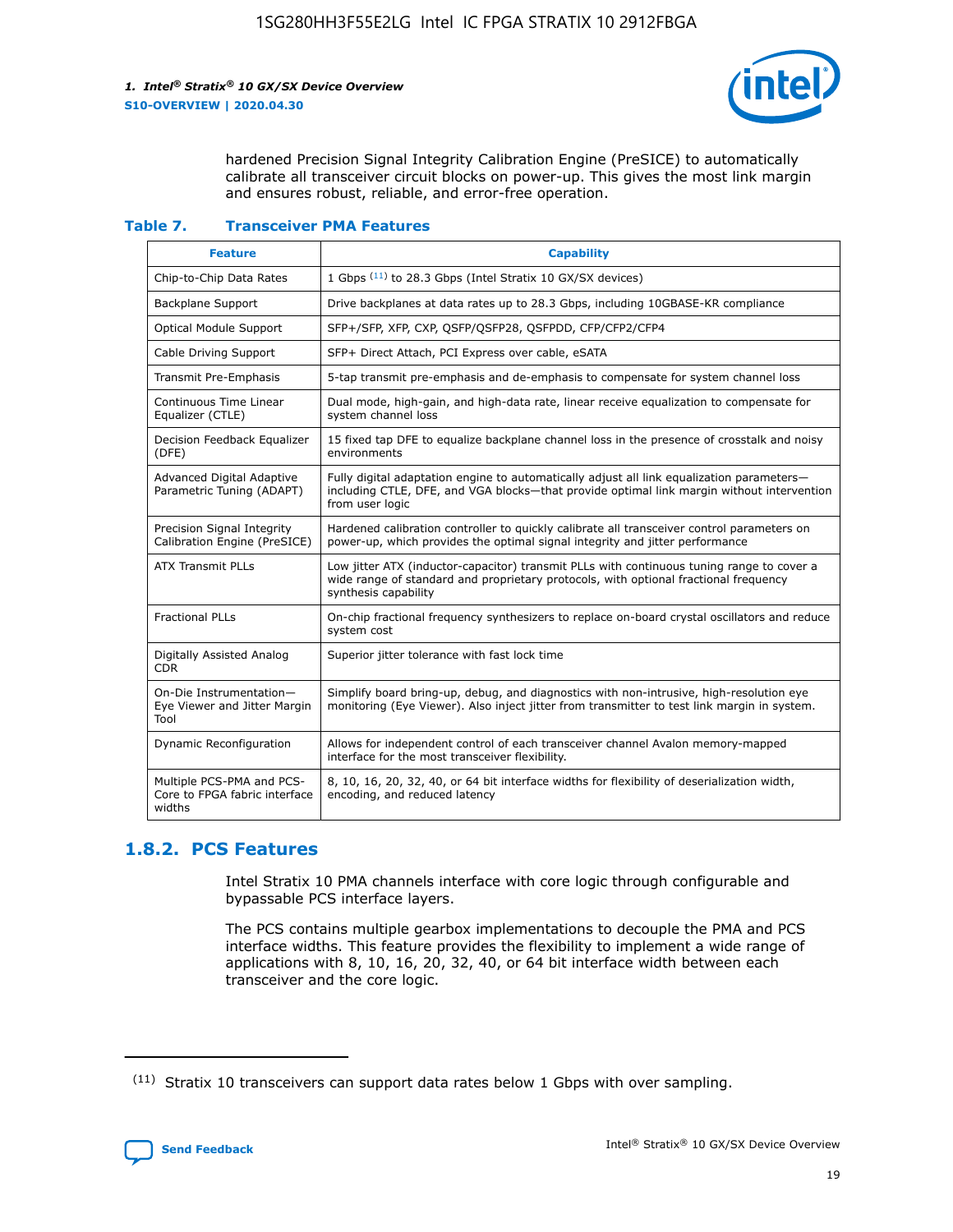hardened Precision Signal Integrity Calibration Engine (PreSICE) to automatically calibrate all transceiver circuit blocks on power-up. This gives the most link margin and ensures robust, reliable, and error-free operation.

**Table 7. Transceiver PMA Features**

| Feature | Capability |
| --- | --- |
| Chip-to-Chip Data Rates | 1 Gbps [11] to 28.3 Gbps (Intel Stratix 10 GX/SX devices) |
| Backplane Support | Drive backplanes at data rates up to 28.3 Gbps, including 10GBASE-KR compliance |
| Optical Module Support | SFP+/SFP, XFP, CXP, QSFP/QSFP28, QSFPDD, CFP/CFP2/CFP4 |
| Cable Driving Support | SFP+ Direct Attach, PCI Express over cable, eSATA |
| Transmit Pre-Emphasis | 5-tap transmit pre-emphasis and de-emphasis to compensate for system channel loss |
| Continuous Time Linear Equalizer (CTLE) | Dual mode, high-gain, and high-data rate, linear receive equalization to compensate for system channel loss |
| Decision Feedback Equalizer (DFE) | 15 fixed tap DFE to equalize backplane channel loss in the presence of crosstalk and noisy environments |
| Advanced Digital Adaptive Parametric Tuning (ADAPT) | Fully digital adaptation engine to automatically adjust all link equalization parameters—including CTLE, DFE, and VGA blocks—that provide optimal link margin without intervention from user logic |
| Precision Signal Integrity Calibration Engine (PreSICE) | Hardened calibration controller to quickly calibrate all transceiver control parameters on power-up, which provides the optimal signal integrity and jitter performance |
| ATX Transmit PLLs | Low jitter ATX (inductor-capacitor) transmit PLLs with continuous tuning range to cover a wide range of standard and proprietary protocols, with optional fractional frequency synthesis capability |
| Fractional PLLs | On-chip fractional frequency synthesizers to replace on-board crystal oscillators and reduce system cost |
| Digitally Assisted Analog CDR | Superior jitter tolerance with fast lock time |
| On-Die Instrumentation—Eye Viewer and Jitter Margin Tool | Simplify board bring-up, debug, and diagnostics with non-intrusive, high-resolution eye monitoring (Eye Viewer). Also inject jitter from transmitter to test link margin in system. |
| Dynamic Reconfiguration | Allows for independent control of each transceiver channel Avalon memory-mapped interface for the most transceiver flexibility. |
| Multiple PCS-PMA and PCS-Core to FPGA fabric interface widths | 8, 10, 16, 20, 32, 40, or 64 bit interface widths for flexibility of deserialization width, encoding, and reduced latency |

## 1.8.2. PCS Features

Intel Stratix 10 PMA channels interface with core logic through configurable and bypassable PCS interface layers.

The PCS contains multiple gearbox implementations to decouple the PMA and PCS interface widths. This feature provides the flexibility to implement a wide range of applications with 8, 10, 16, 20, 32, 40, or 64 bit interface width between each transceiver and the core logic.

(11) Stratix 10 transceivers can support data rates below 1 Gbps with over sampling.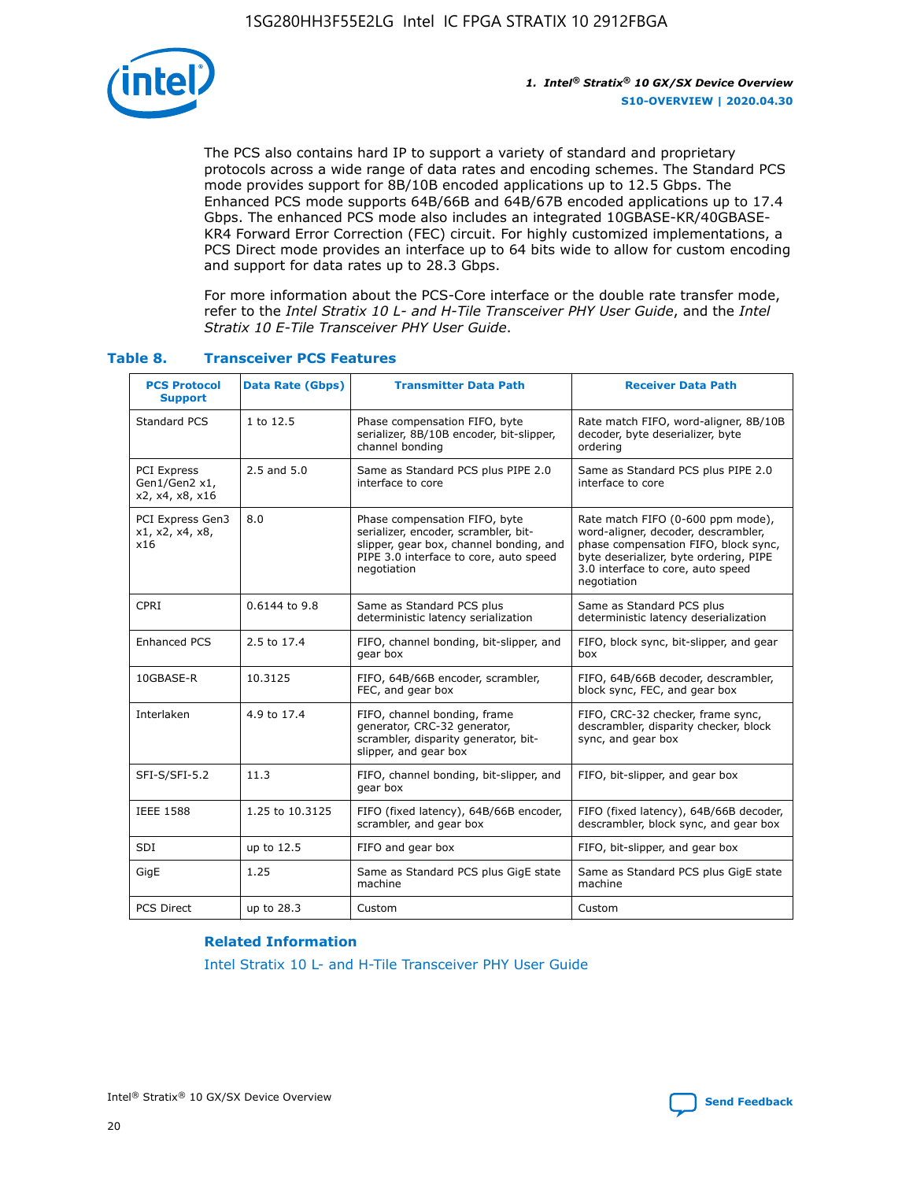The PCS also contains hard IP to support a variety of standard and proprietary protocols across a wide range of data rates and encoding schemes. The Standard PCS mode provides support for 8B/10B encoded applications up to 12.5 Gbps. The Enhanced PCS mode supports 64B/66B and 64B/67B encoded applications up to 17.4 Gbps. The enhanced PCS mode also includes an integrated 10GBASE-KR/40GBASE-KR4 Forward Error Correction (FEC) circuit. For highly customized implementations, a PCS Direct mode provides an interface up to 64 bits wide to allow for custom encoding and support for data rates up to 28.3 Gbps.

For more information about the PCS-Core interface or the double rate transfer mode, refer to the *Intel Stratix 10 L- and H-Tile Transceiver PHY User Guide*, and the *Intel Stratix 10 E-Tile Transceiver PHY User Guide*.

**Table 8. Transceiver PCS Features**

| PCS Protocol Support | Data Rate (Gbps) | Transmitter Data Path | Receiver Data Path |
|---|---|---|---|
| Standard PCS | 1 to 12.5 | Phase compensation FIFO, byte serializer, 8B/10B encoder, bit-slipper, channel bonding | Rate match FIFO, word-aligner, 8B/10B decoder, byte deserializer, byte ordering |
| PCI Express Gen1/Gen2 x1, x2, x4, x8, x16 | 2.5 and 5.0 | Same as Standard PCS plus PIPE 2.0 interface to core | Same as Standard PCS plus PIPE 2.0 interface to core |
| PCI Express Gen3 x1, x2, x4, x8, x16 | 8.0 | Phase compensation FIFO, byte serializer, encoder, scrambler, bit-slipper, gear box, channel bonding, and PIPE 3.0 interface to core, auto speed negotiation | Rate match FIFO (0-600 ppm mode), word-aligner, decoder, descrambler, phase compensation FIFO, block sync, byte deserializer, byte ordering, PIPE 3.0 interface to core, auto speed negotiation |
| CPRI | 0.6144 to 9.8 | Same as Standard PCS plus deterministic latency serialization | Same as Standard PCS plus deterministic latency deserialization |
| Enhanced PCS | 2.5 to 17.4 | FIFO, channel bonding, bit-slipper, and gear box | FIFO, block sync, bit-slipper, and gear box |
| 10GBASE-R | 10.3125 | FIFO, 64B/66B encoder, scrambler, FEC, and gear box | FIFO, 64B/66B decoder, descrambler, block sync, FEC, and gear box |
| Interlaken | 4.9 to 17.4 | FIFO, channel bonding, frame generator, CRC-32 generator, scrambler, disparity generator, bit-slipper, and gear box | FIFO, CRC-32 checker, frame sync, descrambler, disparity checker, block sync, and gear box |
| SFI-S/SFI-5.2 | 11.3 | FIFO, channel bonding, bit-slipper, and gear box | FIFO, bit-slipper, and gear box |
| IEEE 1588 | 1.25 to 10.3125 | FIFO (fixed latency), 64B/66B encoder, scrambler, and gear box | FIFO (fixed latency), 64B/66B decoder, descrambler, block sync, and gear box |
| SDI | up to 12.5 | FIFO and gear box | FIFO, bit-slipper, and gear box |
| GigE | 1.25 | Same as Standard PCS plus GigE state machine | Same as Standard PCS plus GigE state machine |
| PCS Direct | up to 28.3 | Custom | Custom |

**Related Information**

Intel Stratix 10 L- and H-Tile Transceiver PHY User Guide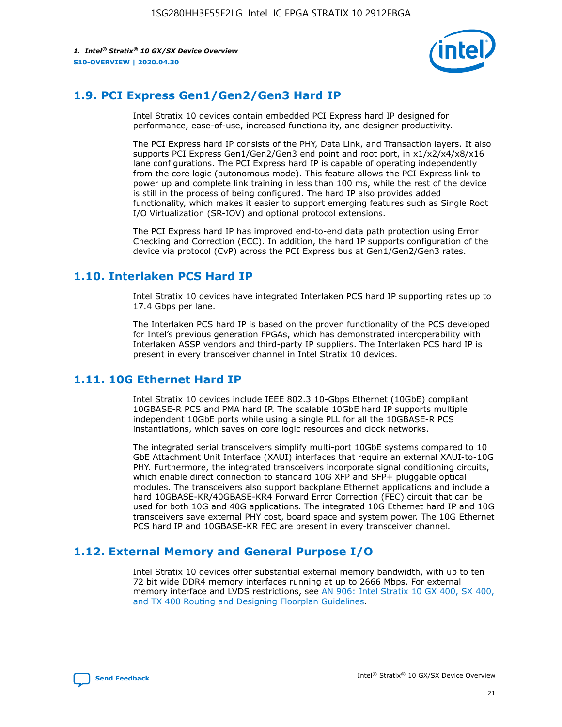## 1.9. PCI Express Gen1/Gen2/Gen3 Hard IP

Intel Stratix 10 devices contain embedded PCI Express hard IP designed for performance, ease-of-use, increased functionality, and designer productivity.

The PCI Express hard IP consists of the PHY, Data Link, and Transaction layers. It also supports PCI Express Gen1/Gen2/Gen3 end point and root port, in x1/x2/x4/x8/x16 lane configurations. The PCI Express hard IP is capable of operating independently from the core logic (autonomous mode). This feature allows the PCI Express link to power up and complete link training in less than 100 ms, while the rest of the device is still in the process of being configured. The hard IP also provides added functionality, which makes it easier to support emerging features such as Single Root I/O Virtualization (SR-IOV) and optional protocol extensions.

The PCI Express hard IP has improved end-to-end data path protection using Error Checking and Correction (ECC). In addition, the hard IP supports configuration of the device via protocol (CvP) across the PCI Express bus at Gen1/Gen2/Gen3 rates.

## 1.10. Interlaken PCS Hard IP

Intel Stratix 10 devices have integrated Interlaken PCS hard IP supporting rates up to 17.4 Gbps per lane.

The Interlaken PCS hard IP is based on the proven functionality of the PCS developed for Intel's previous generation FPGAs, which has demonstrated interoperability with Interlaken ASSP vendors and third-party IP suppliers. The Interlaken PCS hard IP is present in every transceiver channel in Intel Stratix 10 devices.

## 1.11. 10G Ethernet Hard IP

Intel Stratix 10 devices include IEEE 802.3 10-Gbps Ethernet (10GbE) compliant 10GBASE-R PCS and PMA hard IP. The scalable 10GbE hard IP supports multiple independent 10GbE ports while using a single PLL for all the 10GBASE-R PCS instantiations, which saves on core logic resources and clock networks.

The integrated serial transceivers simplify multi-port 10GbE systems compared to 10 GbE Attachment Unit Interface (XAUI) interfaces that require an external XAUI-to-10G PHY. Furthermore, the integrated transceivers incorporate signal conditioning circuits, which enable direct connection to standard 10G XFP and SFP+ pluggable optical modules. The transceivers also support backplane Ethernet applications and include a hard 10GBASE-KR/40GBASE-KR4 Forward Error Correction (FEC) circuit that can be used for both 10G and 40G applications. The integrated 10G Ethernet hard IP and 10G transceivers save external PHY cost, board space and system power. The 10G Ethernet PCS hard IP and 10GBASE-KR FEC are present in every transceiver channel.

## 1.12. External Memory and General Purpose I/O

Intel Stratix 10 devices offer substantial external memory bandwidth, with up to ten 72 bit wide DDR4 memory interfaces running at up to 2666 Mbps. For external memory interface and LVDS restrictions, see AN 906: Intel Stratix 10 GX 400, SX 400, and TX 400 Routing and Designing Floorplan Guidelines.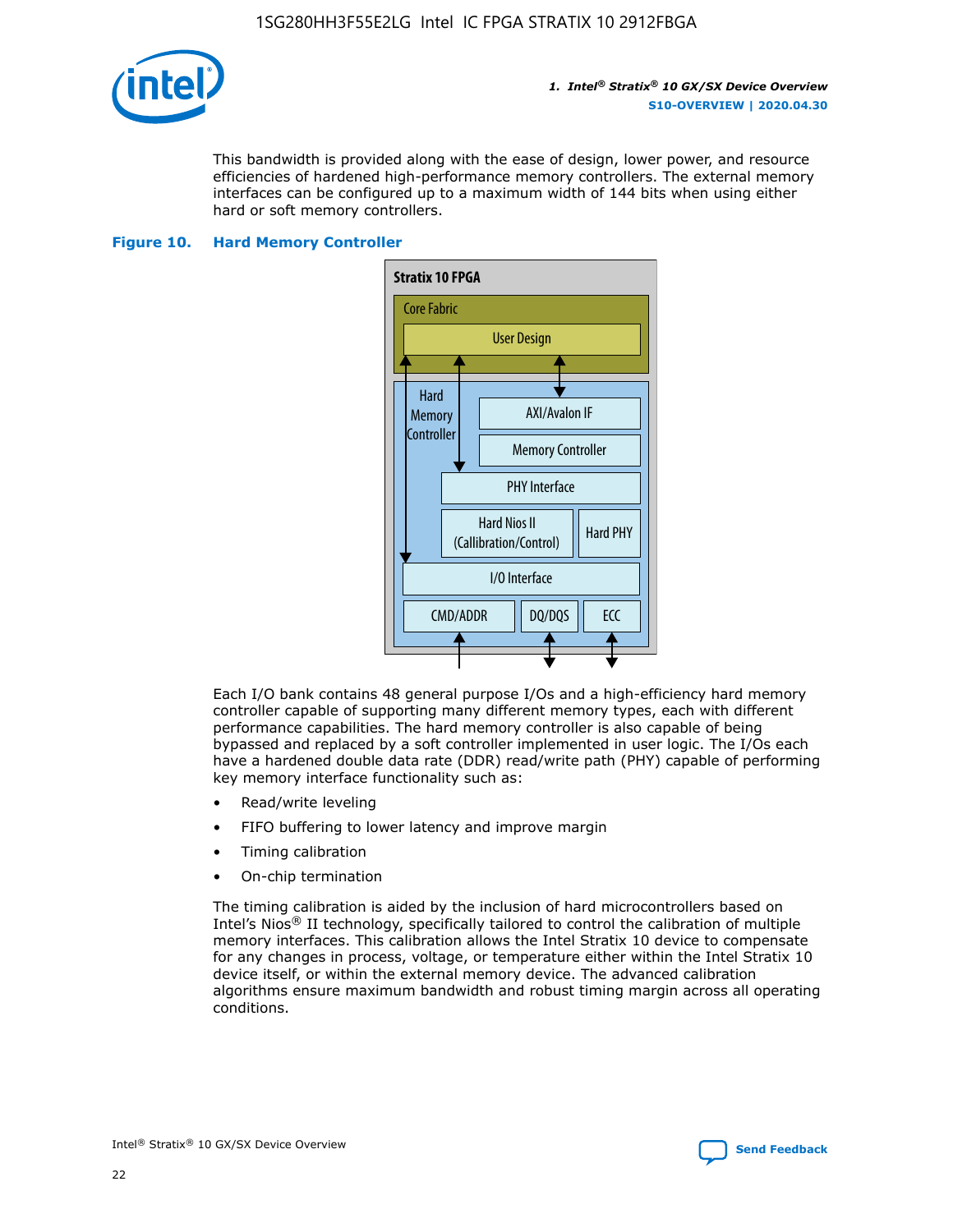This bandwidth is provided along with the ease of design, lower power, and resource efficiencies of hardened high-performance memory controllers. The external memory interfaces can be configured up to a maximum width of 144 bits when using either hard or soft memory controllers.

**Figure 10. Hard Memory Controller**

Each I/O bank contains 48 general purpose I/Os and a high-efficiency hard memory controller capable of supporting many different memory types, each with different performance capabilities. The hard memory controller is also capable of being bypassed and replaced by a soft controller implemented in user logic. The I/Os each have a hardened double data rate (DDR) read/write path (PHY) capable of performing key memory interface functionality such as:

- Read/write leveling
- FIFO buffering to lower latency and improve margin
- Timing calibration
- On-chip termination

The timing calibration is aided by the inclusion of hard microcontrollers based on Intel's Nios® II technology, specifically tailored to control the calibration of multiple memory interfaces. This calibration allows the Intel Stratix 10 device to compensate for any changes in process, voltage, or temperature either within the Intel Stratix 10 device itself, or within the external memory device. The advanced calibration algorithms ensure maximum bandwidth and robust timing margin across all operating conditions.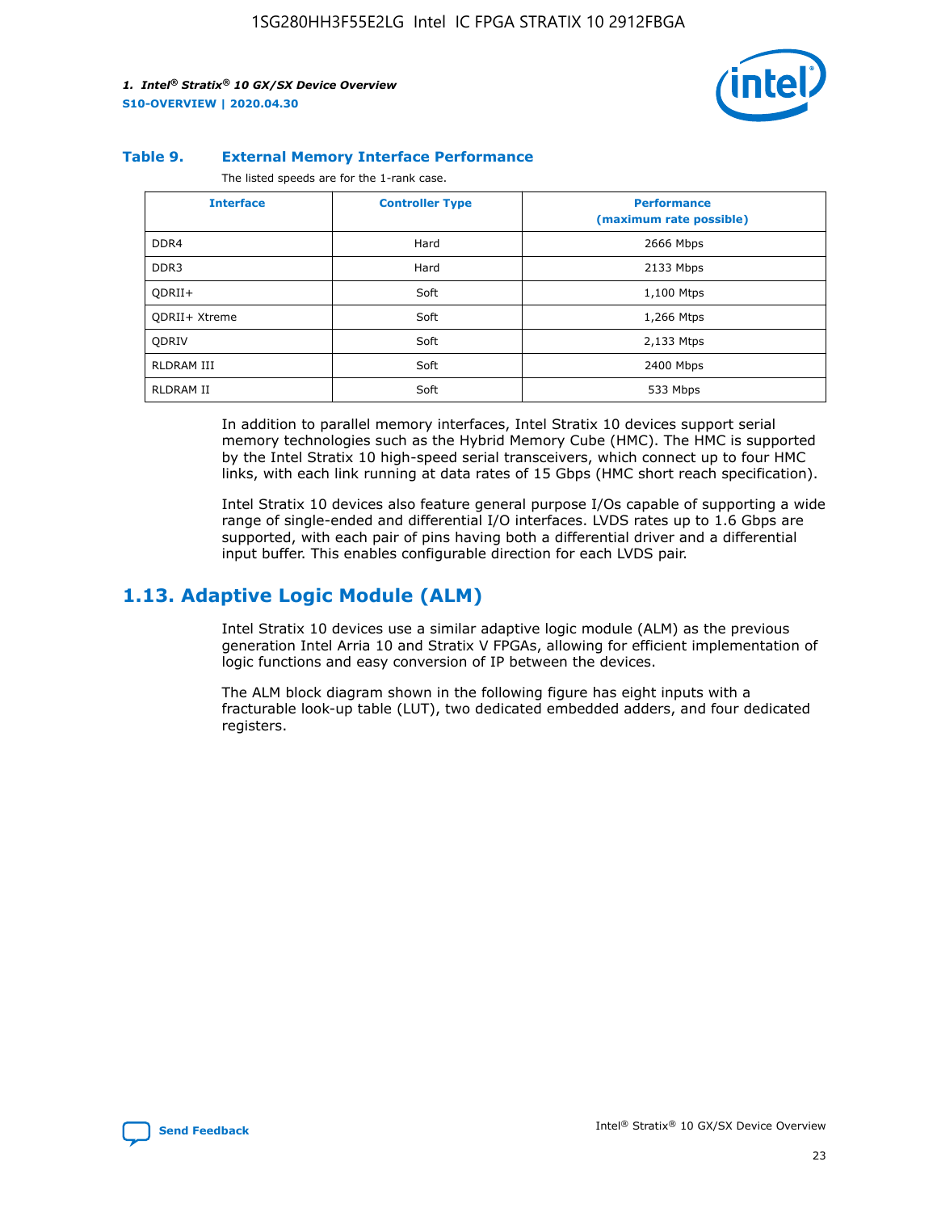**Table 9. External Memory Interface Performance**

The listed speeds are for the 1-rank case.

| Interface | Controller Type | Performance (maximum rate possible) |
|---|---|---|
| DDR4 | Hard | 2666 Mbps |
| DDR3 | Hard | 2133 Mbps |
| QDRII+ | Soft | 1,100 Mtps |
| QDRII+ Xtreme | Soft | 1,266 Mtps |
| QDRIV | Soft | 2,133 Mtps |
| RLDRAM III | Soft | 2400 Mbps |
| RLDRAM II | Soft | 533 Mbps |

In addition to parallel memory interfaces, Intel Stratix 10 devices support serial memory technologies such as the Hybrid Memory Cube (HMC). The HMC is supported by the Intel Stratix 10 high-speed serial transceivers, which connect up to four HMC links, with each link running at data rates of 15 Gbps (HMC short reach specification).

Intel Stratix 10 devices also feature general purpose I/Os capable of supporting a wide range of single-ended and differential I/O interfaces. LVDS rates up to 1.6 Gbps are supported, with each pair of pins having both a differential driver and a differential input buffer. This enables configurable direction for each LVDS pair.

## 1.13. Adaptive Logic Module (ALM)

Intel Stratix 10 devices use a similar adaptive logic module (ALM) as the previous generation Intel Arria 10 and Stratix V FPGAs, allowing for efficient implementation of logic functions and easy conversion of IP between the devices.

The ALM block diagram shown in the following figure has eight inputs with a fracturable look-up table (LUT), two dedicated embedded adders, and four dedicated registers.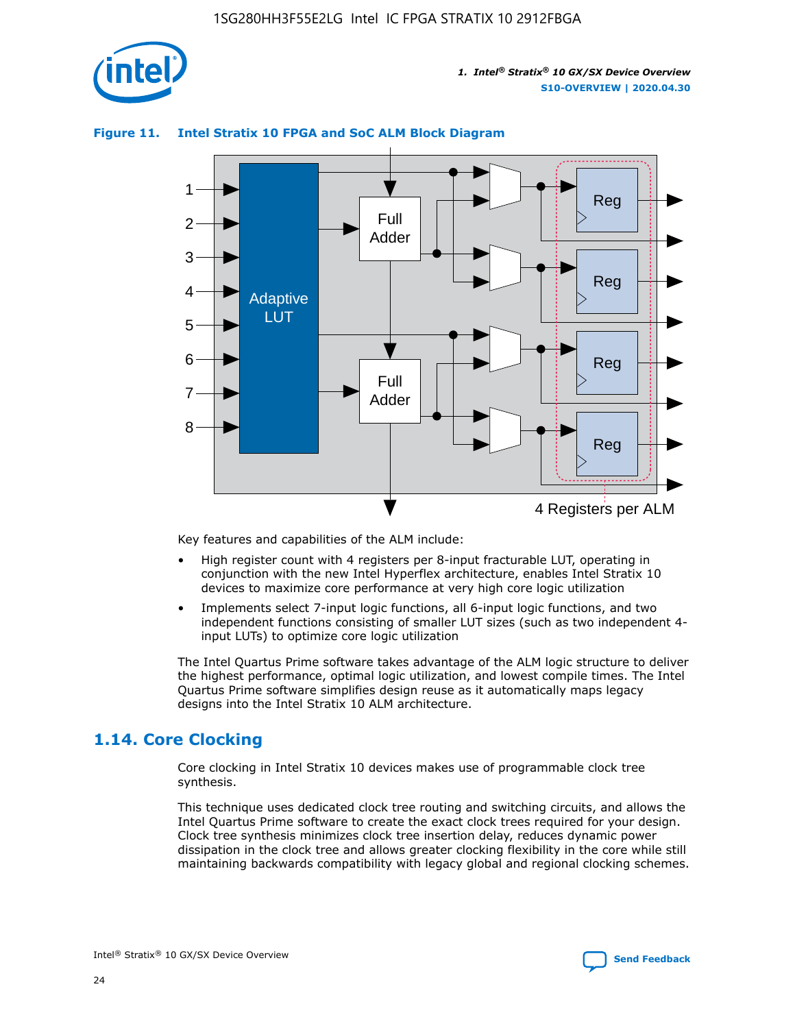**Figure 11. Intel Stratix 10 FPGA and SoC ALM Block Diagram**

Key features and capabilities of the ALM include:

- High register count with 4 registers per 8-input fracturable LUT, operating in conjunction with the new Intel Hyperflex architecture, enables Intel Stratix 10 devices to maximize core performance at very high core logic utilization
- Implements select 7-input logic functions, all 6-input logic functions, and two independent functions consisting of smaller LUT sizes (such as two independent 4-input LUTs) to optimize core logic utilization

The Intel Quartus Prime software takes advantage of the ALM logic structure to deliver the highest performance, optimal logic utilization, and lowest compile times. The Intel Quartus Prime software simplifies design reuse as it automatically maps legacy designs into the Intel Stratix 10 ALM architecture.

## 1.14. Core Clocking

Core clocking in Intel Stratix 10 devices makes use of programmable clock tree synthesis.

This technique uses dedicated clock tree routing and switching circuits, and allows the Intel Quartus Prime software to create the exact clock trees required for your design. Clock tree synthesis minimizes clock tree insertion delay, reduces dynamic power dissipation in the clock tree and allows greater clocking flexibility in the core while still maintaining backwards compatibility with legacy global and regional clocking schemes.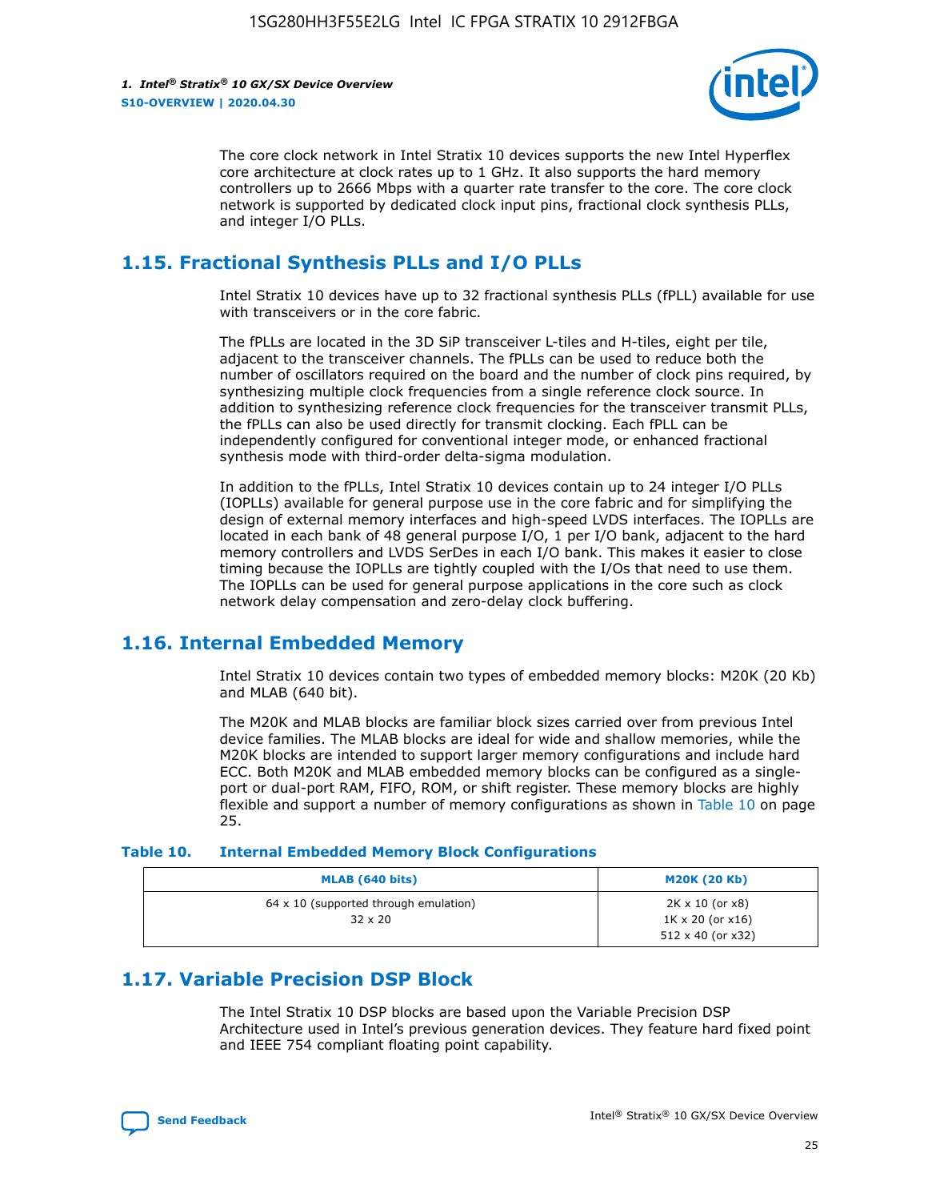The core clock network in Intel Stratix 10 devices supports the new Intel Hyperflex core architecture at clock rates up to 1 GHz. It also supports the hard memory controllers up to 2666 Mbps with a quarter rate transfer to the core. The core clock network is supported by dedicated clock input pins, fractional clock synthesis PLLs, and integer I/O PLLs.

## 1.15. Fractional Synthesis PLLs and I/O PLLs

Intel Stratix 10 devices have up to 32 fractional synthesis PLLs (fPLL) available for use with transceivers or in the core fabric.

The fPLLs are located in the 3D SiP transceiver L-tiles and H-tiles, eight per tile, adjacent to the transceiver channels. The fPLLs can be used to reduce both the number of oscillators required on the board and the number of clock pins required, by synthesizing multiple clock frequencies from a single reference clock source. In addition to synthesizing reference clock frequencies for the transceiver transmit PLLs, the fPLLs can also be used directly for transmit clocking. Each fPLL can be independently configured for conventional integer mode, or enhanced fractional synthesis mode with third-order delta-sigma modulation.

In addition to the fPLLs, Intel Stratix 10 devices contain up to 24 integer I/O PLLs (IOPLLs) available for general purpose use in the core fabric and for simplifying the design of external memory interfaces and high-speed LVDS interfaces. The IOPLLs are located in each bank of 48 general purpose I/O, 1 per I/O bank, adjacent to the hard memory controllers and LVDS SerDes in each I/O bank. This makes it easier to close timing because the IOPLLs are tightly coupled with the I/Os that need to use them. The IOPLLs can be used for general purpose applications in the core such as clock network delay compensation and zero-delay clock buffering.

## 1.16. Internal Embedded Memory

Intel Stratix 10 devices contain two types of embedded memory blocks: M20K (20 Kb) and MLAB (640 bit).

The M20K and MLAB blocks are familiar block sizes carried over from previous Intel device families. The MLAB blocks are ideal for wide and shallow memories, while the M20K blocks are intended to support larger memory configurations and include hard ECC. Both M20K and MLAB embedded memory blocks can be configured as a single-port or dual-port RAM, FIFO, ROM, or shift register. These memory blocks are highly flexible and support a number of memory configurations as shown in Table 10 on page 25.

**Table 10. Internal Embedded Memory Block Configurations**

| MLAB (640 bits) | M20K (20 Kb) |
|---|---|
| 64 x 10 (supported through emulation)<br>32 x 20 | 2K x 10 (or x8)<br>1K x 20 (or x16)<br>512 x 40 (or x32) |

## 1.17. Variable Precision DSP Block

The Intel Stratix 10 DSP blocks are based upon the Variable Precision DSP Architecture used in Intel's previous generation devices. They feature hard fixed point and IEEE 754 compliant floating point capability.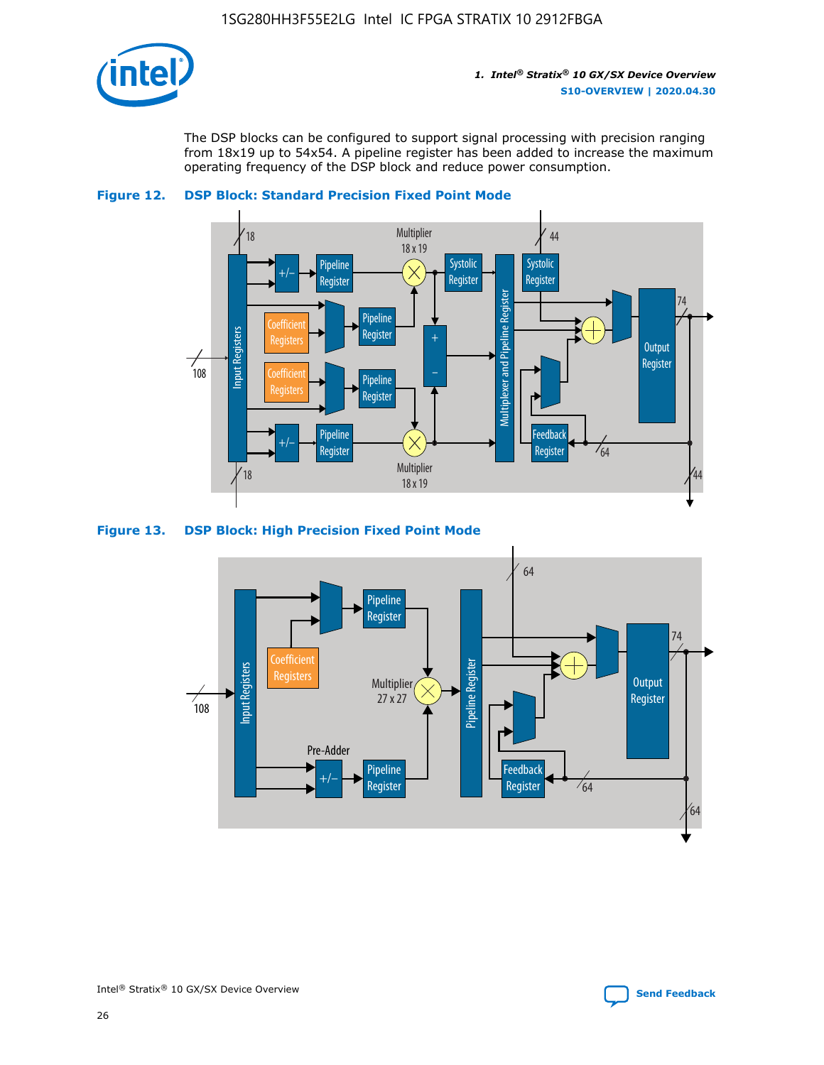The DSP blocks can be configured to support signal processing with precision ranging from 18x19 up to 54x54. A pipeline register has been added to increase the maximum operating frequency of the DSP block and reduce power consumption.

**Figure 12. DSP Block: Standard Precision Fixed Point Mode**

**Figure 13. DSP Block: High Precision Fixed Point Mode**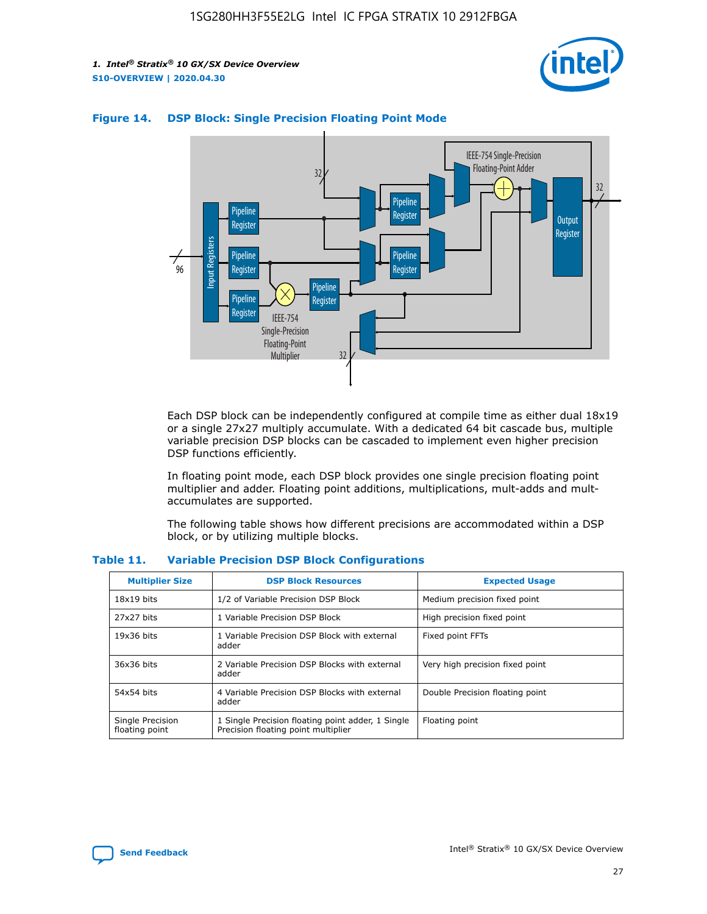**Figure 14. DSP Block: Single Precision Floating Point Mode**

Each DSP block can be independently configured at compile time as either dual 18x19 or a single 27x27 multiply accumulate. With a dedicated 64 bit cascade bus, multiple variable precision DSP blocks can be cascaded to implement even higher precision DSP functions efficiently.

In floating point mode, each DSP block provides one single precision floating point multiplier and adder. Floating point additions, multiplications, mult-adds and mult-accumulates are supported.

The following table shows how different precisions are accommodated within a DSP block, or by utilizing multiple blocks.

**Table 11. Variable Precision DSP Block Configurations**

| Multiplier Size | DSP Block Resources | Expected Usage |
|---|---|---|
| 18x19 bits | 1/2 of Variable Precision DSP Block | Medium precision fixed point |
| 27x27 bits | 1 Variable Precision DSP Block | High precision fixed point |
| 19x36 bits | 1 Variable Precision DSP Block with external adder | Fixed point FFTs |
| 36x36 bits | 2 Variable Precision DSP Blocks with external adder | Very high precision fixed point |
| 54x54 bits | 4 Variable Precision DSP Blocks with external adder | Double Precision floating point |
| Single Precision floating point | 1 Single Precision floating point adder, 1 Single Precision floating point multiplier | Floating point |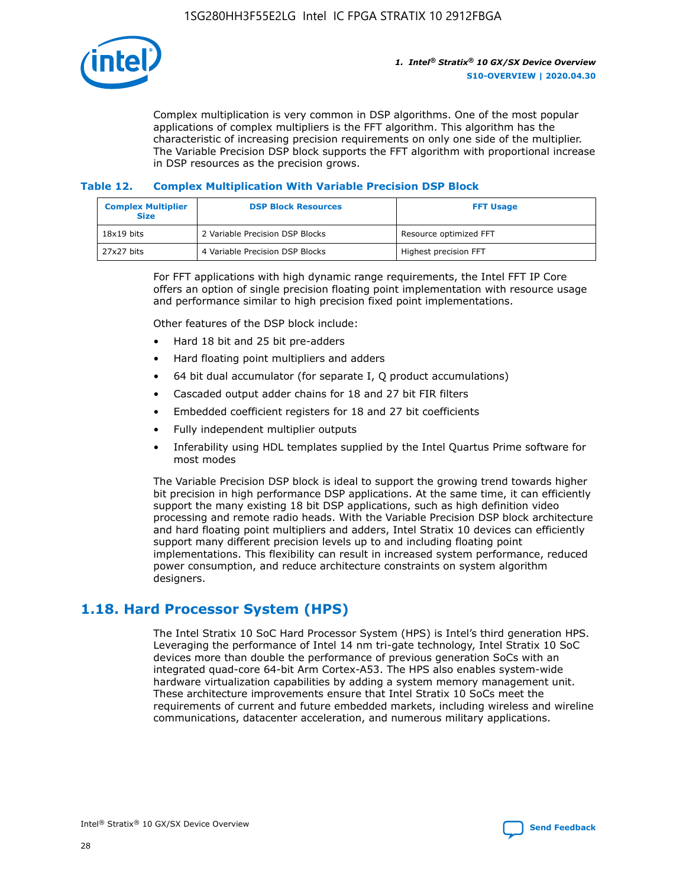Complex multiplication is very common in DSP algorithms. One of the most popular applications of complex multipliers is the FFT algorithm. This algorithm has the characteristic of increasing precision requirements on only one side of the multiplier. The Variable Precision DSP block supports the FFT algorithm with proportional increase in DSP resources as the precision grows.

**Table 12. Complex Multiplication With Variable Precision DSP Block**

| Complex Multiplier Size | DSP Block Resources | FFT Usage |
| --- | --- | --- |
| 18x19 bits | 2 Variable Precision DSP Blocks | Resource optimized FFT |
| 27x27 bits | 4 Variable Precision DSP Blocks | Highest precision FFT |

For FFT applications with high dynamic range requirements, the Intel FFT IP Core offers an option of single precision floating point implementation with resource usage and performance similar to high precision fixed point implementations.

Other features of the DSP block include:

- Hard 18 bit and 25 bit pre-adders
- Hard floating point multipliers and adders
- 64 bit dual accumulator (for separate I, Q product accumulations)
- Cascaded output adder chains for 18 and 27 bit FIR filters
- Embedded coefficient registers for 18 and 27 bit coefficients
- Fully independent multiplier outputs
- Inferability using HDL templates supplied by the Intel Quartus Prime software for most modes

The Variable Precision DSP block is ideal to support the growing trend towards higher bit precision in high performance DSP applications. At the same time, it can efficiently support the many existing 18 bit DSP applications, such as high definition video processing and remote radio heads. With the Variable Precision DSP block architecture and hard floating point multipliers and adders, Intel Stratix 10 devices can efficiently support many different precision levels up to and including floating point implementations. This flexibility can result in increased system performance, reduced power consumption, and reduce architecture constraints on system algorithm designers.

## 1.18. Hard Processor System (HPS)

The Intel Stratix 10 SoC Hard Processor System (HPS) is Intel's third generation HPS. Leveraging the performance of Intel 14 nm tri-gate technology, Intel Stratix 10 SoC devices more than double the performance of previous generation SoCs with an integrated quad-core 64-bit Arm Cortex-A53. The HPS also enables system-wide hardware virtualization capabilities by adding a system memory management unit. These architecture improvements ensure that Intel Stratix 10 SoCs meet the requirements of current and future embedded markets, including wireless and wireline communications, datacenter acceleration, and numerous military applications.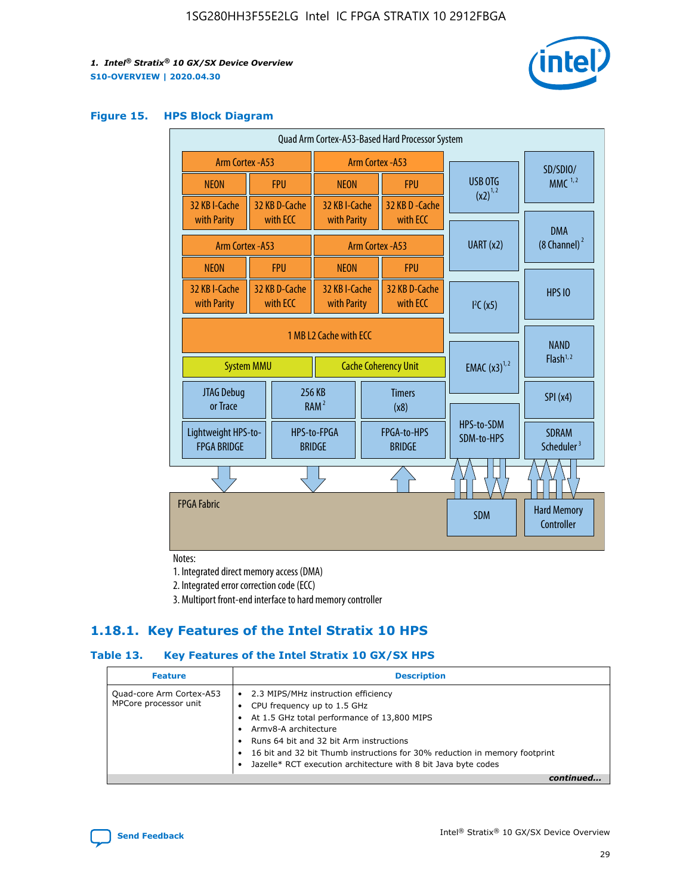### Figure 15. HPS Block Diagram

Quad Arm Cortex-A53-Based Hard Processor System

| Arm Cortex-A53 | | Arm Cortex-A53 | |
|---|---|---|---|
| NEON | FPU | NEON | FPU |
| 32 KB I-Cache with Parity | 32 KB D-Cache with ECC | 32 KB I-Cache with Parity | 32 KB D-Cache with ECC |

| Arm Cortex-A53 | | Arm Cortex-A53 | |
|---|---|---|---|
| NEON | FPU | NEON | FPU |
| 32 KB I-Cache with Parity | 32 KB D-Cache with ECC | 32 KB I-Cache with Parity | 32 KB D-Cache with ECC |

1 MB L2 Cache with ECC

System MMU | Cache Coherency Unit

JTAG Debug or Trace | 256 KB RAM [2] | Timers (x8)

Lightweight HPS-to-FPGA BRIDGE | HPS-to-FPGA BRIDGE | FPGA-to-HPS BRIDGE

USB OTG (x2) [1,2] | UART (x2) | I²C (x5) | EMAC (x3) [1,2] | HPS-to-SDM SDM-to-HPS

SD/SDIO/MMC [1,2] | DMA (8 Channel) [2] | HPS IO | NAND Flash [1,2] | SPI (x4) | SDRAM Scheduler [3]

FPGA Fabric | SDM | Hard Memory Controller

Notes:

1. Integrated direct memory access (DMA)
2. Integrated error correction code (ECC)
3. Multiport front-end interface to hard memory controller

## 1.18.1. Key Features of the Intel Stratix 10 HPS

### Table 13. Key Features of the Intel Stratix 10 GX/SX HPS

| Feature | Description |
|---|---|
| Quad-core Arm Cortex-A53 MPCore processor unit | • 2.3 MIPS/MHz instruction efficiency<br>• CPU frequency up to 1.5 GHz<br>• At 1.5 GHz total performance of 13,800 MIPS<br>• Armv8-A architecture<br>• Runs 64 bit and 32 bit Arm instructions<br>• 16 bit and 32 bit Thumb instructions for 30% reduction in memory footprint<br>• Jazelle* RCT execution architecture with 8 bit Java byte codes |

*continued...*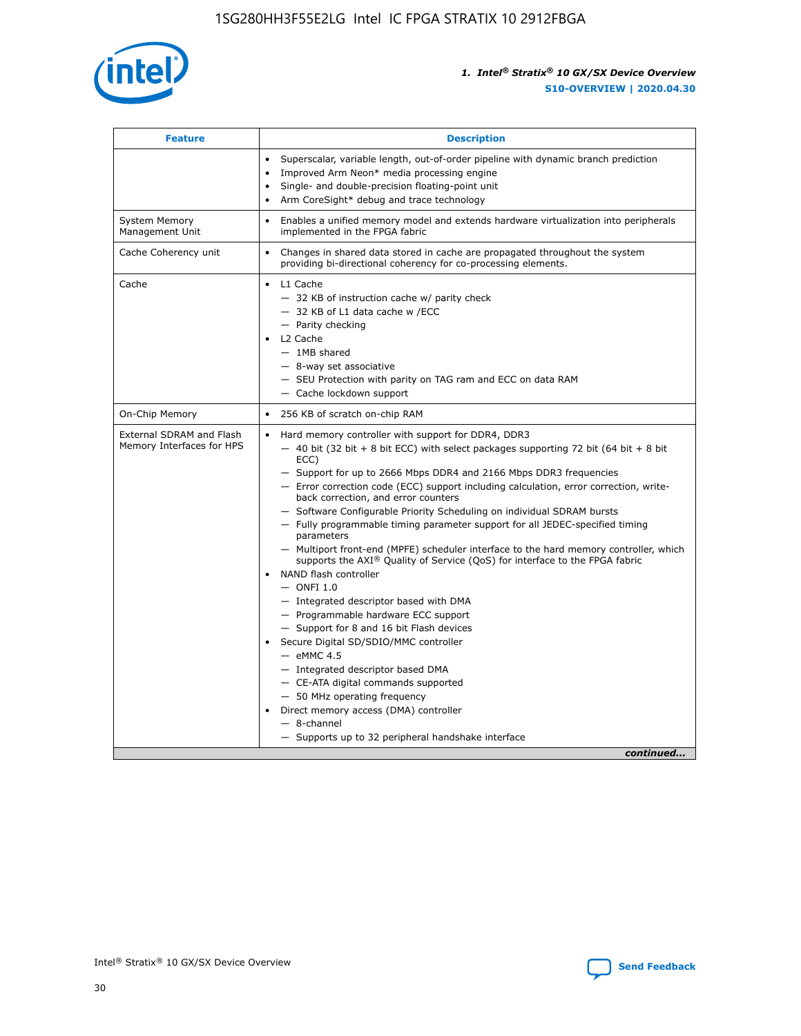| Feature | Description |
| --- | --- |
| | • Superscalar, variable length, out-of-order pipeline with dynamic branch prediction<br>• Improved Arm Neon* media processing engine<br>• Single- and double-precision floating-point unit<br>• Arm CoreSight* debug and trace technology |
| System Memory Management Unit | • Enables a unified memory model and extends hardware virtualization into peripherals implemented in the FPGA fabric |
| Cache Coherency unit | • Changes in shared data stored in cache are propagated throughout the system providing bi-directional coherency for co-processing elements. |
| Cache | • L1 Cache<br>— 32 KB of instruction cache w/ parity check<br>— 32 KB of L1 data cache w /ECC<br>— Parity checking<br>• L2 Cache<br>— 1MB shared<br>— 8-way set associative<br>— SEU Protection with parity on TAG ram and ECC on data RAM<br>— Cache lockdown support |
| On-Chip Memory | • 256 KB of scratch on-chip RAM |
| External SDRAM and Flash Memory Interfaces for HPS | • Hard memory controller with support for DDR4, DDR3<br>— 40 bit (32 bit + 8 bit ECC) with select packages supporting 72 bit (64 bit + 8 bit ECC)<br>— Support for up to 2666 Mbps DDR4 and 2166 Mbps DDR3 frequencies<br>— Error correction code (ECC) support including calculation, error correction, write-back correction, and error counters<br>— Software Configurable Priority Scheduling on individual SDRAM bursts<br>— Fully programmable timing parameter support for all JEDEC-specified timing parameters<br>— Multiport front-end (MPFE) scheduler interface to the hard memory controller, which supports the AXI® Quality of Service (QoS) for interface to the FPGA fabric<br>• NAND flash controller<br>— ONFI 1.0<br>— Integrated descriptor based with DMA<br>— Programmable hardware ECC support<br>— Support for 8 and 16 bit Flash devices<br>• Secure Digital SD/SDIO/MMC controller<br>— eMMC 4.5<br>— Integrated descriptor based DMA<br>— CE-ATA digital commands supported<br>— 50 MHz operating frequency<br>• Direct memory access (DMA) controller<br>— 8-channel<br>— Supports up to 32 peripheral handshake interface |

*continued...*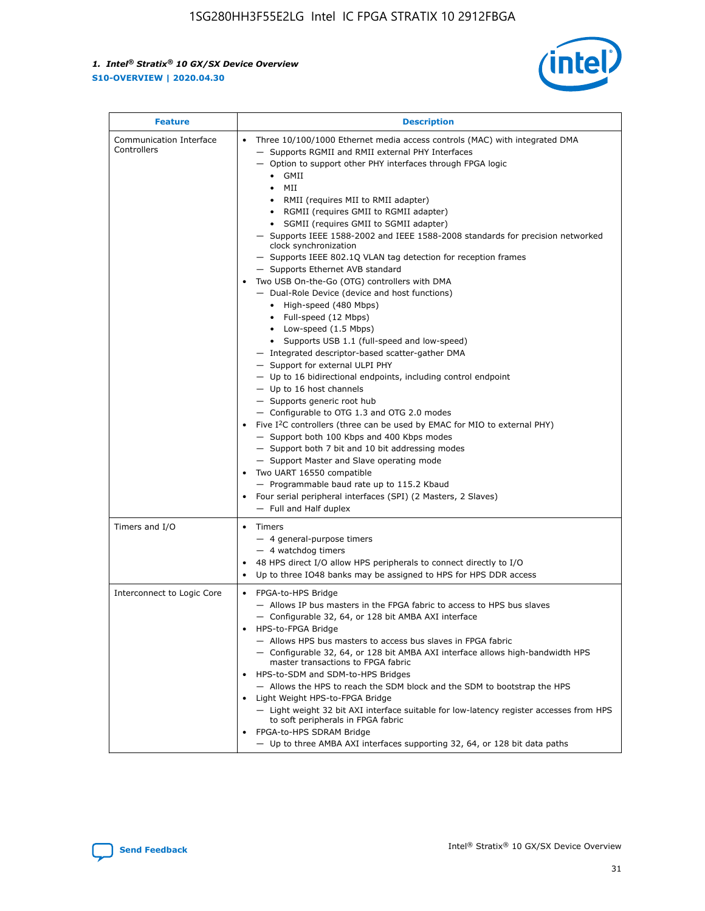| Feature | Description |
| --- | --- |
| Communication Interface Controllers | • Three 10/100/1000 Ethernet media access controls (MAC) with integrated DMA<br>— Supports RGMII and RMII external PHY Interfaces<br>— Option to support other PHY interfaces through FPGA logic<br>• GMII<br>• MII<br>• RMII (requires MII to RMII adapter)<br>• RGMII (requires GMII to RGMII adapter)<br>• SGMII (requires GMII to SGMII adapter)<br>— Supports IEEE 1588-2002 and IEEE 1588-2008 standards for precision networked clock synchronization<br>— Supports IEEE 802.1Q VLAN tag detection for reception frames<br>— Supports Ethernet AVB standard<br>• Two USB On-the-Go (OTG) controllers with DMA<br>— Dual-Role Device (device and host functions)<br>• High-speed (480 Mbps)<br>• Full-speed (12 Mbps)<br>• Low-speed (1.5 Mbps)<br>• Supports USB 1.1 (full-speed and low-speed)<br>— Integrated descriptor-based scatter-gather DMA<br>— Support for external ULPI PHY<br>— Up to 16 bidirectional endpoints, including control endpoint<br>— Up to 16 host channels<br>— Supports generic root hub<br>— Configurable to OTG 1.3 and OTG 2.0 modes<br>• Five I²C controllers (three can be used by EMAC for MIO to external PHY)<br>— Support both 100 Kbps and 400 Kbps modes<br>— Support both 7 bit and 10 bit addressing modes<br>— Support Master and Slave operating mode<br>• Two UART 16550 compatible<br>— Programmable baud rate up to 115.2 Kbaud<br>• Four serial peripheral interfaces (SPI) (2 Masters, 2 Slaves)<br>— Full and Half duplex |
| Timers and I/O | • Timers<br>— 4 general-purpose timers<br>— 4 watchdog timers<br>• 48 HPS direct I/O allow HPS peripherals to connect directly to I/O<br>• Up to three IO48 banks may be assigned to HPS for HPS DDR access |
| Interconnect to Logic Core | • FPGA-to-HPS Bridge<br>— Allows IP bus masters in the FPGA fabric to access to HPS bus slaves<br>— Configurable 32, 64, or 128 bit AMBA AXI interface<br>• HPS-to-FPGA Bridge<br>— Allows HPS bus masters to access bus slaves in FPGA fabric<br>— Configurable 32, 64, or 128 bit AMBA AXI interface allows high-bandwidth HPS master transactions to FPGA fabric<br>• HPS-to-SDM and SDM-to-HPS Bridges<br>— Allows the HPS to reach the SDM block and the SDM to bootstrap the HPS<br>• Light Weight HPS-to-FPGA Bridge<br>— Light weight 32 bit AXI interface suitable for low-latency register accesses from HPS to soft peripherals in FPGA fabric<br>• FPGA-to-HPS SDRAM Bridge<br>— Up to three AMBA AXI interfaces supporting 32, 64, or 128 bit data paths |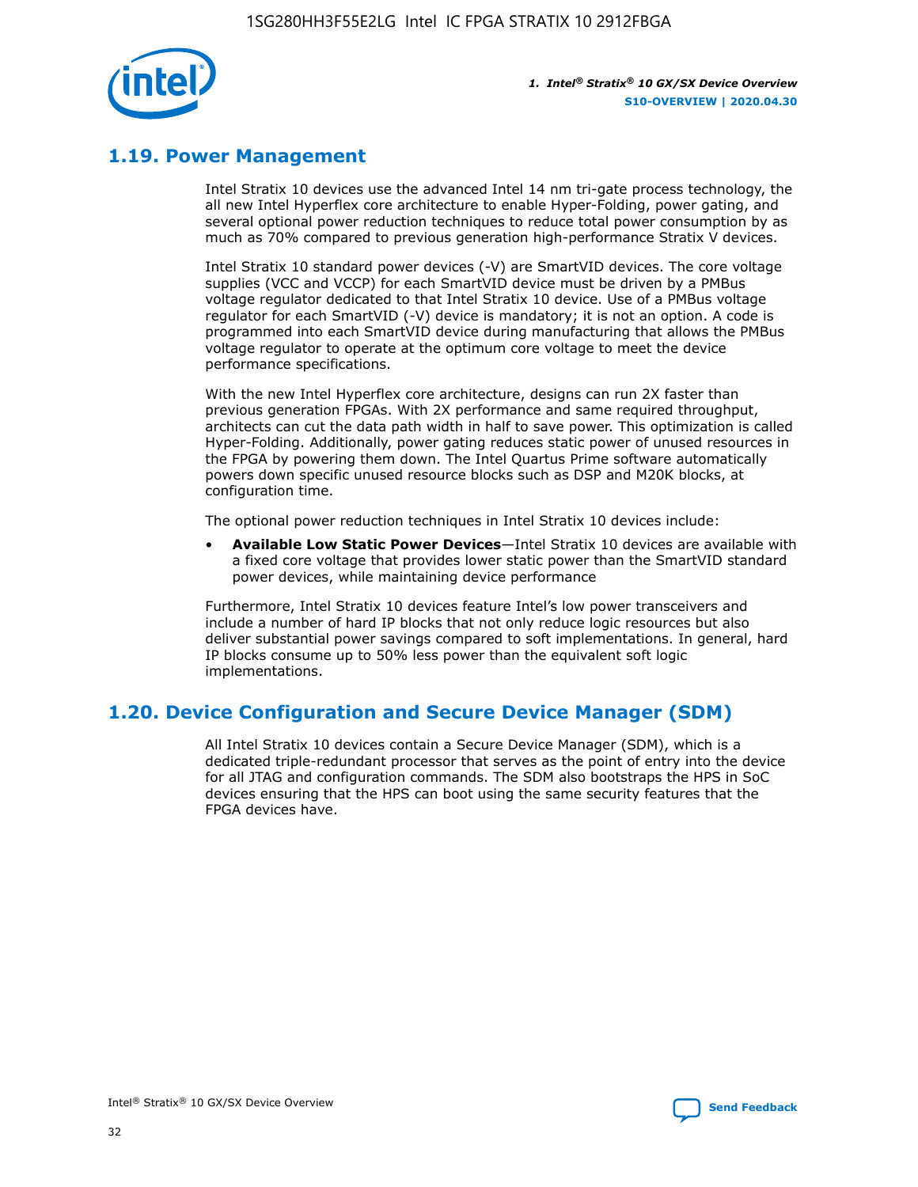## 1.19. Power Management

Intel Stratix 10 devices use the advanced Intel 14 nm tri-gate process technology, the all new Intel Hyperflex core architecture to enable Hyper-Folding, power gating, and several optional power reduction techniques to reduce total power consumption by as much as 70% compared to previous generation high-performance Stratix V devices.

Intel Stratix 10 standard power devices (-V) are SmartVID devices. The core voltage supplies (VCC and VCCP) for each SmartVID device must be driven by a PMBus voltage regulator dedicated to that Intel Stratix 10 device. Use of a PMBus voltage regulator for each SmartVID (-V) device is mandatory; it is not an option. A code is programmed into each SmartVID device during manufacturing that allows the PMBus voltage regulator to operate at the optimum core voltage to meet the device performance specifications.

With the new Intel Hyperflex core architecture, designs can run 2X faster than previous generation FPGAs. With 2X performance and same required throughput, architects can cut the data path width in half to save power. This optimization is called Hyper-Folding. Additionally, power gating reduces static power of unused resources in the FPGA by powering them down. The Intel Quartus Prime software automatically powers down specific unused resource blocks such as DSP and M20K blocks, at configuration time.

The optional power reduction techniques in Intel Stratix 10 devices include:

- **Available Low Static Power Devices**—Intel Stratix 10 devices are available with a fixed core voltage that provides lower static power than the SmartVID standard power devices, while maintaining device performance

Furthermore, Intel Stratix 10 devices feature Intel's low power transceivers and include a number of hard IP blocks that not only reduce logic resources but also deliver substantial power savings compared to soft implementations. In general, hard IP blocks consume up to 50% less power than the equivalent soft logic implementations.

## 1.20. Device Configuration and Secure Device Manager (SDM)

All Intel Stratix 10 devices contain a Secure Device Manager (SDM), which is a dedicated triple-redundant processor that serves as the point of entry into the device for all JTAG and configuration commands. The SDM also bootstraps the HPS in SoC devices ensuring that the HPS can boot using the same security features that the FPGA devices have.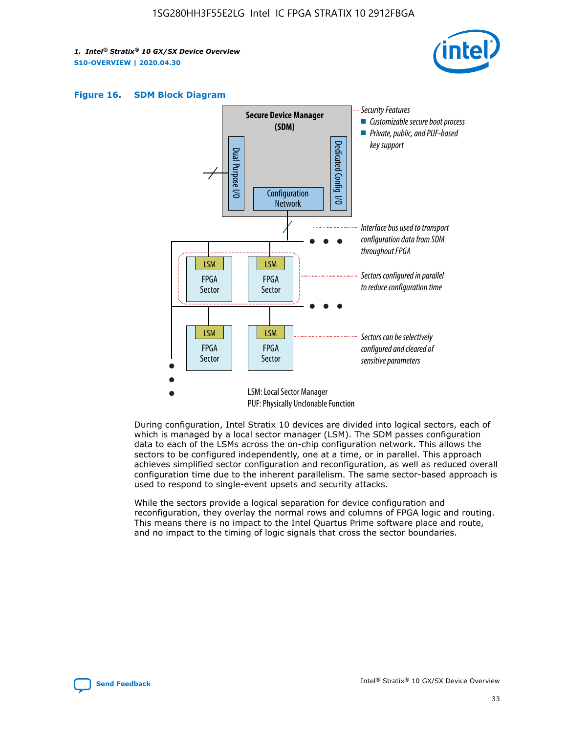**Figure 16. SDM Block Diagram**

During configuration, Intel Stratix 10 devices are divided into logical sectors, each of which is managed by a local sector manager (LSM). The SDM passes configuration data to each of the LSMs across the on-chip configuration network. This allows the sectors to be configured independently, one at a time, or in parallel. This approach achieves simplified sector configuration and reconfiguration, as well as reduced overall configuration time due to the inherent parallelism. The same sector-based approach is used to respond to single-event upsets and security attacks.

While the sectors provide a logical separation for device configuration and reconfiguration, they overlay the normal rows and columns of FPGA logic and routing. This means there is no impact to the Intel Quartus Prime software place and route, and no impact to the timing of logic signals that cross the sector boundaries.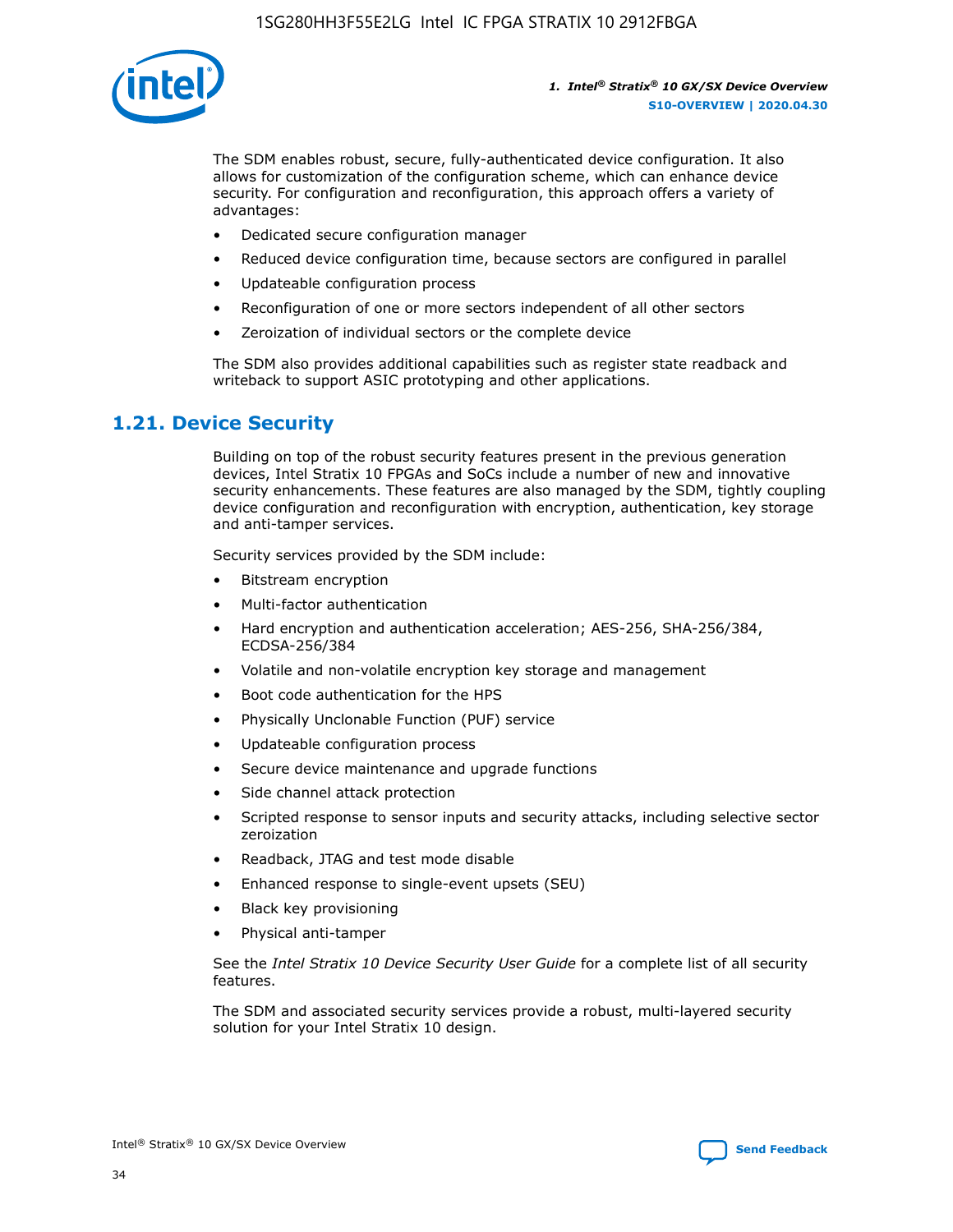The SDM enables robust, secure, fully-authenticated device configuration. It also allows for customization of the configuration scheme, which can enhance device security. For configuration and reconfiguration, this approach offers a variety of advantages:

- Dedicated secure configuration manager
- Reduced device configuration time, because sectors are configured in parallel
- Updateable configuration process
- Reconfiguration of one or more sectors independent of all other sectors
- Zeroization of individual sectors or the complete device

The SDM also provides additional capabilities such as register state readback and writeback to support ASIC prototyping and other applications.

## 1.21. Device Security

Building on top of the robust security features present in the previous generation devices, Intel Stratix 10 FPGAs and SoCs include a number of new and innovative security enhancements. These features are also managed by the SDM, tightly coupling device configuration and reconfiguration with encryption, authentication, key storage and anti-tamper services.

Security services provided by the SDM include:

- Bitstream encryption
- Multi-factor authentication
- Hard encryption and authentication acceleration; AES-256, SHA-256/384, ECDSA-256/384
- Volatile and non-volatile encryption key storage and management
- Boot code authentication for the HPS
- Physically Unclonable Function (PUF) service
- Updateable configuration process
- Secure device maintenance and upgrade functions
- Side channel attack protection
- Scripted response to sensor inputs and security attacks, including selective sector zeroization
- Readback, JTAG and test mode disable
- Enhanced response to single-event upsets (SEU)
- Black key provisioning
- Physical anti-tamper

See the *Intel Stratix 10 Device Security User Guide* for a complete list of all security features.

The SDM and associated security services provide a robust, multi-layered security solution for your Intel Stratix 10 design.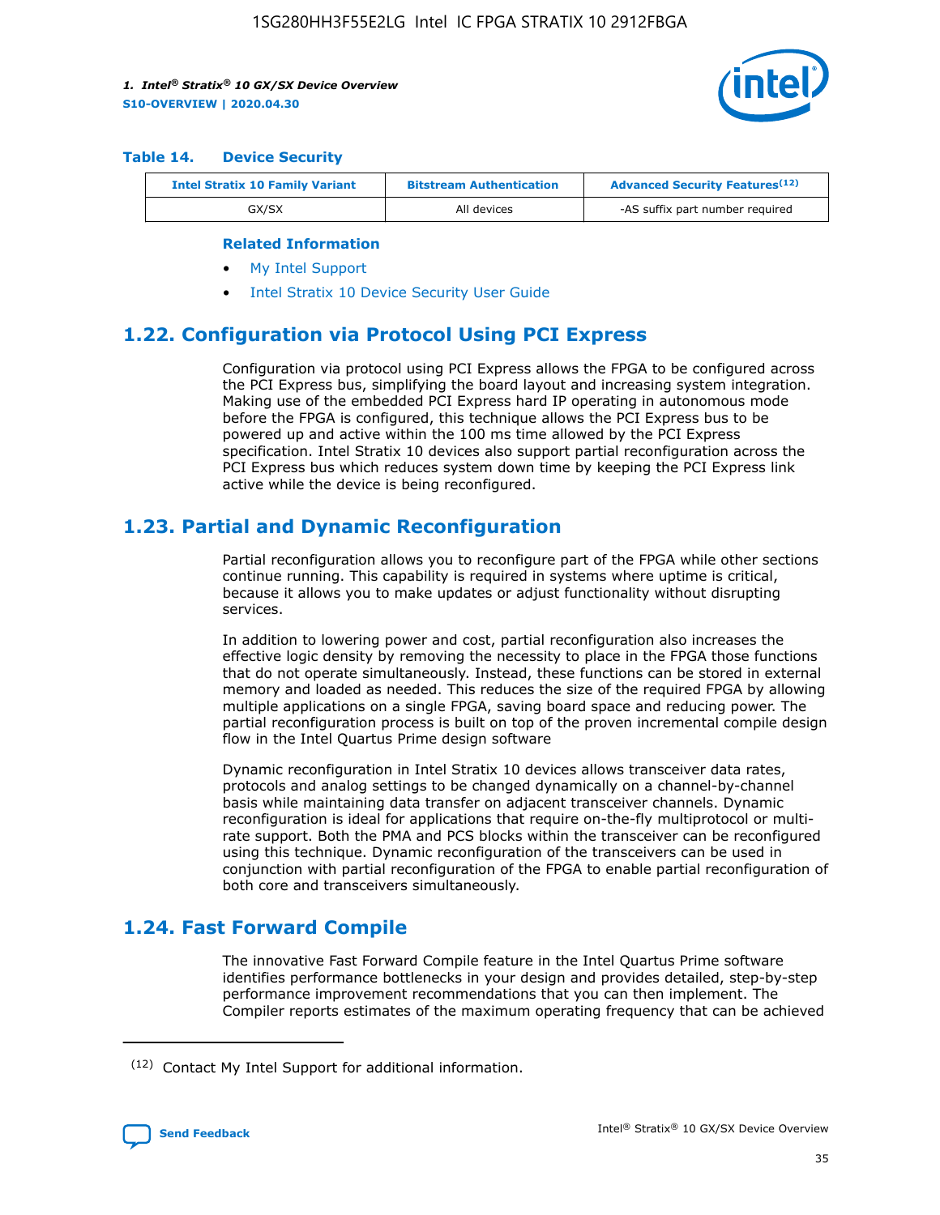**Table 14. Device Security**

| Intel Stratix 10 Family Variant | Bitstream Authentication | Advanced Security Features[(12)] |
| --- | --- | --- |
| GX/SX | All devices | -AS suffix part number required |

**Related Information**

- My Intel Support
- Intel Stratix 10 Device Security User Guide

## 1.22. Configuration via Protocol Using PCI Express

Configuration via protocol using PCI Express allows the FPGA to be configured across the PCI Express bus, simplifying the board layout and increasing system integration. Making use of the embedded PCI Express hard IP operating in autonomous mode before the FPGA is configured, this technique allows the PCI Express bus to be powered up and active within the 100 ms time allowed by the PCI Express specification. Intel Stratix 10 devices also support partial reconfiguration across the PCI Express bus which reduces system down time by keeping the PCI Express link active while the device is being reconfigured.

## 1.23. Partial and Dynamic Reconfiguration

Partial reconfiguration allows you to reconfigure part of the FPGA while other sections continue running. This capability is required in systems where uptime is critical, because it allows you to make updates or adjust functionality without disrupting services.

In addition to lowering power and cost, partial reconfiguration also increases the effective logic density by removing the necessity to place in the FPGA those functions that do not operate simultaneously. Instead, these functions can be stored in external memory and loaded as needed. This reduces the size of the required FPGA by allowing multiple applications on a single FPGA, saving board space and reducing power. The partial reconfiguration process is built on top of the proven incremental compile design flow in the Intel Quartus Prime design software

Dynamic reconfiguration in Intel Stratix 10 devices allows transceiver data rates, protocols and analog settings to be changed dynamically on a channel-by-channel basis while maintaining data transfer on adjacent transceiver channels. Dynamic reconfiguration is ideal for applications that require on-the-fly multiprotocol or multi-rate support. Both the PMA and PCS blocks within the transceiver can be reconfigured using this technique. Dynamic reconfiguration of the transceivers can be used in conjunction with partial reconfiguration of the FPGA to enable partial reconfiguration of both core and transceivers simultaneously.

## 1.24. Fast Forward Compile

The innovative Fast Forward Compile feature in the Intel Quartus Prime software identifies performance bottlenecks in your design and provides detailed, step-by-step performance improvement recommendations that you can then implement. The Compiler reports estimates of the maximum operating frequency that can be achieved

(12) Contact My Intel Support for additional information.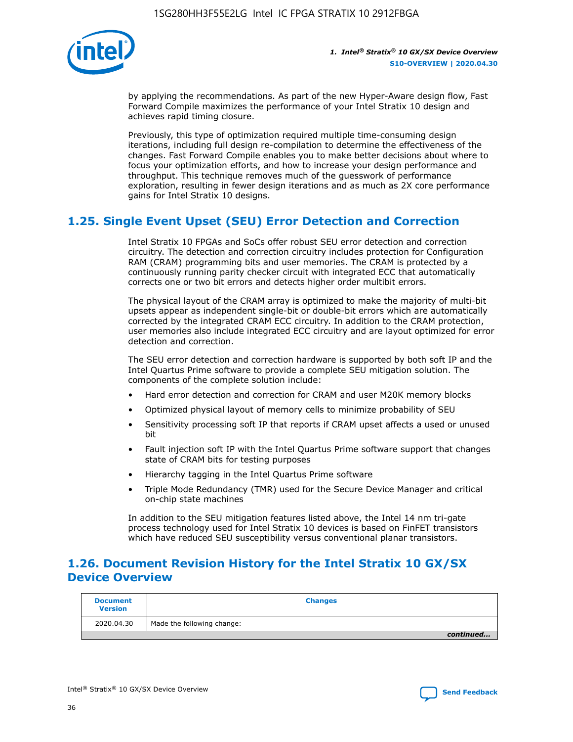by applying the recommendations. As part of the new Hyper-Aware design flow, Fast Forward Compile maximizes the performance of your Intel Stratix 10 design and achieves rapid timing closure.

Previously, this type of optimization required multiple time-consuming design iterations, including full design re-compilation to determine the effectiveness of the changes. Fast Forward Compile enables you to make better decisions about where to focus your optimization efforts, and how to increase your design performance and throughput. This technique removes much of the guesswork of performance exploration, resulting in fewer design iterations and as much as 2X core performance gains for Intel Stratix 10 designs.

## 1.25. Single Event Upset (SEU) Error Detection and Correction

Intel Stratix 10 FPGAs and SoCs offer robust SEU error detection and correction circuitry. The detection and correction circuitry includes protection for Configuration RAM (CRAM) programming bits and user memories. The CRAM is protected by a continuously running parity checker circuit with integrated ECC that automatically corrects one or two bit errors and detects higher order multibit errors.

The physical layout of the CRAM array is optimized to make the majority of multi-bit upsets appear as independent single-bit or double-bit errors which are automatically corrected by the integrated CRAM ECC circuitry. In addition to the CRAM protection, user memories also include integrated ECC circuitry and are layout optimized for error detection and correction.

The SEU error detection and correction hardware is supported by both soft IP and the Intel Quartus Prime software to provide a complete SEU mitigation solution. The components of the complete solution include:

- Hard error detection and correction for CRAM and user M20K memory blocks
- Optimized physical layout of memory cells to minimize probability of SEU
- Sensitivity processing soft IP that reports if CRAM upset affects a used or unused bit
- Fault injection soft IP with the Intel Quartus Prime software support that changes state of CRAM bits for testing purposes
- Hierarchy tagging in the Intel Quartus Prime software
- Triple Mode Redundancy (TMR) used for the Secure Device Manager and critical on-chip state machines

In addition to the SEU mitigation features listed above, the Intel 14 nm tri-gate process technology used for Intel Stratix 10 devices is based on FinFET transistors which have reduced SEU susceptibility versus conventional planar transistors.

## 1.26. Document Revision History for the Intel Stratix 10 GX/SX Device Overview

| Document Version | Changes |
|---|---|
| 2020.04.30 | Made the following change: |

*continued...*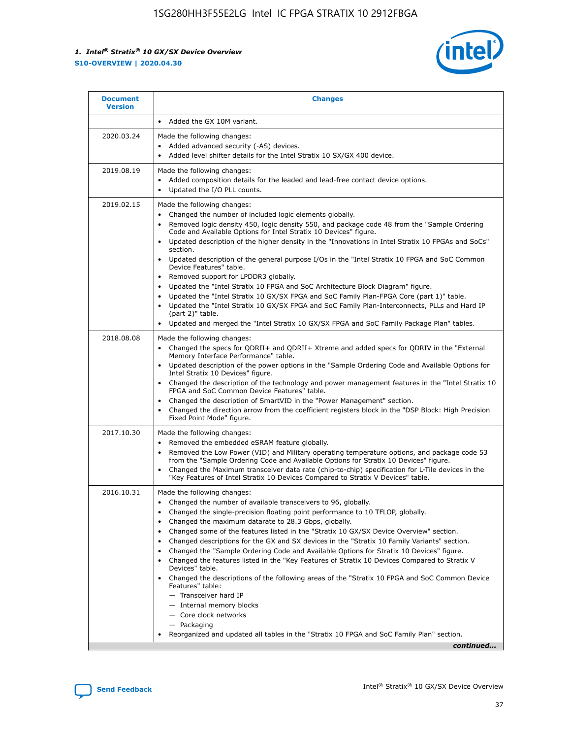| Document Version | Changes |
| --- | --- |
| | • Added the GX 10M variant. |
| 2020.03.24 | Made the following changes:<br>• Added advanced security (-AS) devices.<br>• Added level shifter details for the Intel Stratix 10 SX/GX 400 device. |
| 2019.08.19 | Made the following changes:<br>• Added composition details for the leaded and lead-free contact device options.<br>• Updated the I/O PLL counts. |
| 2019.02.15 | Made the following changes:<br>• Changed the number of included logic elements globally.<br>• Removed logic density 450, logic density 550, and package code 48 from the "Sample Ordering Code and Available Options for Intel Stratix 10 Devices" figure.<br>• Updated description of the higher density in the "Innovations in Intel Stratix 10 FPGAs and SoCs" section.<br>• Updated description of the general purpose I/Os in the "Intel Stratix 10 FPGA and SoC Common Device Features" table.<br>• Removed support for LPDDR3 globally.<br>• Updated the "Intel Stratix 10 FPGA and SoC Architecture Block Diagram" figure.<br>• Updated the "Intel Stratix 10 GX/SX FPGA and SoC Family Plan-FPGA Core (part 1)" table.<br>• Updated the "Intel Stratix 10 GX/SX FPGA and SoC Family Plan-Interconnects, PLLs and Hard IP (part 2)" table.<br>• Updated and merged the "Intel Stratix 10 GX/SX FPGA and SoC Family Package Plan" tables. |
| 2018.08.08 | Made the following changes:<br>• Changed the specs for QDRII+ and QDRII+ Xtreme and added specs for QDRIV in the "External Memory Interface Performance" table.<br>• Updated description of the power options in the "Sample Ordering Code and Available Options for Intel Stratix 10 Devices" figure.<br>• Changed the description of the technology and power management features in the "Intel Stratix 10 FPGA and SoC Common Device Features" table.<br>• Changed the description of SmartVID in the "Power Management" section.<br>• Changed the direction arrow from the coefficient registers block in the "DSP Block: High Precision Fixed Point Mode" figure. |
| 2017.10.30 | Made the following changes:<br>• Removed the embedded eSRAM feature globally.<br>• Removed the Low Power (VID) and Military operating temperature options, and package code 53 from the "Sample Ordering Code and Available Options for Stratix 10 Devices" figure.<br>• Changed the Maximum transceiver data rate (chip-to-chip) specification for L-Tile devices in the "Key Features of Intel Stratix 10 Devices Compared to Stratix V Devices" table. |
| 2016.10.31 | Made the following changes:<br>• Changed the number of available transceivers to 96, globally.<br>• Changed the single-precision floating point performance to 10 TFLOP, globally.<br>• Changed the maximum datarate to 28.3 Gbps, globally.<br>• Changed some of the features listed in the "Stratix 10 GX/SX Device Overview" section.<br>• Changed descriptions for the GX and SX devices in the "Stratix 10 Family Variants" section.<br>• Changed the "Sample Ordering Code and Available Options for Stratix 10 Devices" figure.<br>• Changed the features listed in the "Key Features of Stratix 10 Devices Compared to Stratix V Devices" table.<br>• Changed the descriptions of the following areas of the "Stratix 10 FPGA and SoC Common Device Features" table:<br>— Transceiver hard IP<br>— Internal memory blocks<br>— Core clock networks<br>— Packaging<br>• Reorganized and updated all tables in the "Stratix 10 FPGA and SoC Family Plan" section. |

*continued...*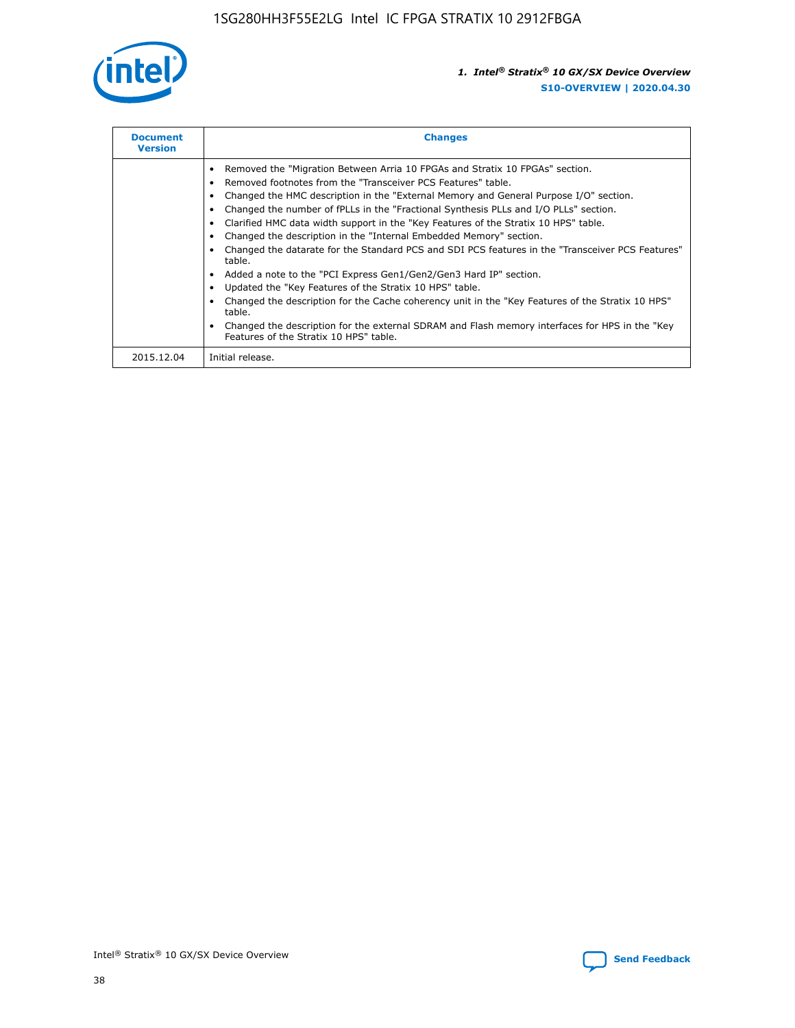| Document Version | Changes |
|---|---|
| | • Removed the "Migration Between Arria 10 FPGAs and Stratix 10 FPGAs" section. • Removed footnotes from the "Transceiver PCS Features" table. • Changed the HMC description in the "External Memory and General Purpose I/O" section. • Changed the number of fPLLs in the "Fractional Synthesis PLLs and I/O PLLs" section. • Clarified HMC data width support in the "Key Features of the Stratix 10 HPS" table. • Changed the description in the "Internal Embedded Memory" section. • Changed the datarate for the Standard PCS and SDI PCS features in the "Transceiver PCS Features" table. • Added a note to the "PCI Express Gen1/Gen2/Gen3 Hard IP" section. • Updated the "Key Features of the Stratix 10 HPS" table. • Changed the description for the Cache coherency unit in the "Key Features of the Stratix 10 HPS" table. • Changed the description for the external SDRAM and Flash memory interfaces for HPS in the "Key Features of the Stratix 10 HPS" table. |
| 2015.12.04 | Initial release. |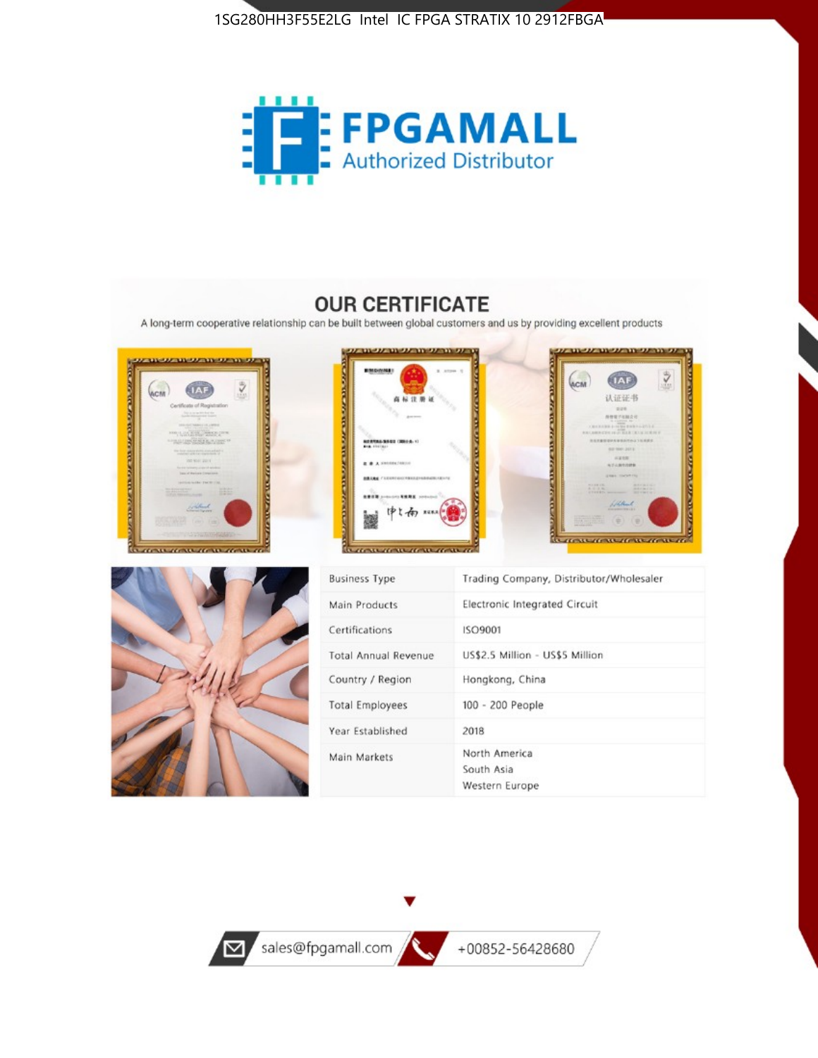FPGAMALL
Authorized Distributor

## OUR CERTIFICATE

A long-term cooperative relationship can be built between global customers and us by providing excellent products

| | |
|---|---|
| Business Type | Trading Company, Distributor/Wholesaler |
| Main Products | Electronic Integrated Circuit |
| Certifications | ISO9001 |
| Total Annual Revenue | US$2.5 Million - US$5 Million |
| Country / Region | Hongkong, China |
| Total Employees | 100 - 200 People |
| Year Established | 2018 |
| Main Markets | North America<br>South Asia<br>Western Europe |

sales@fpgamall.com

+00852-56428680